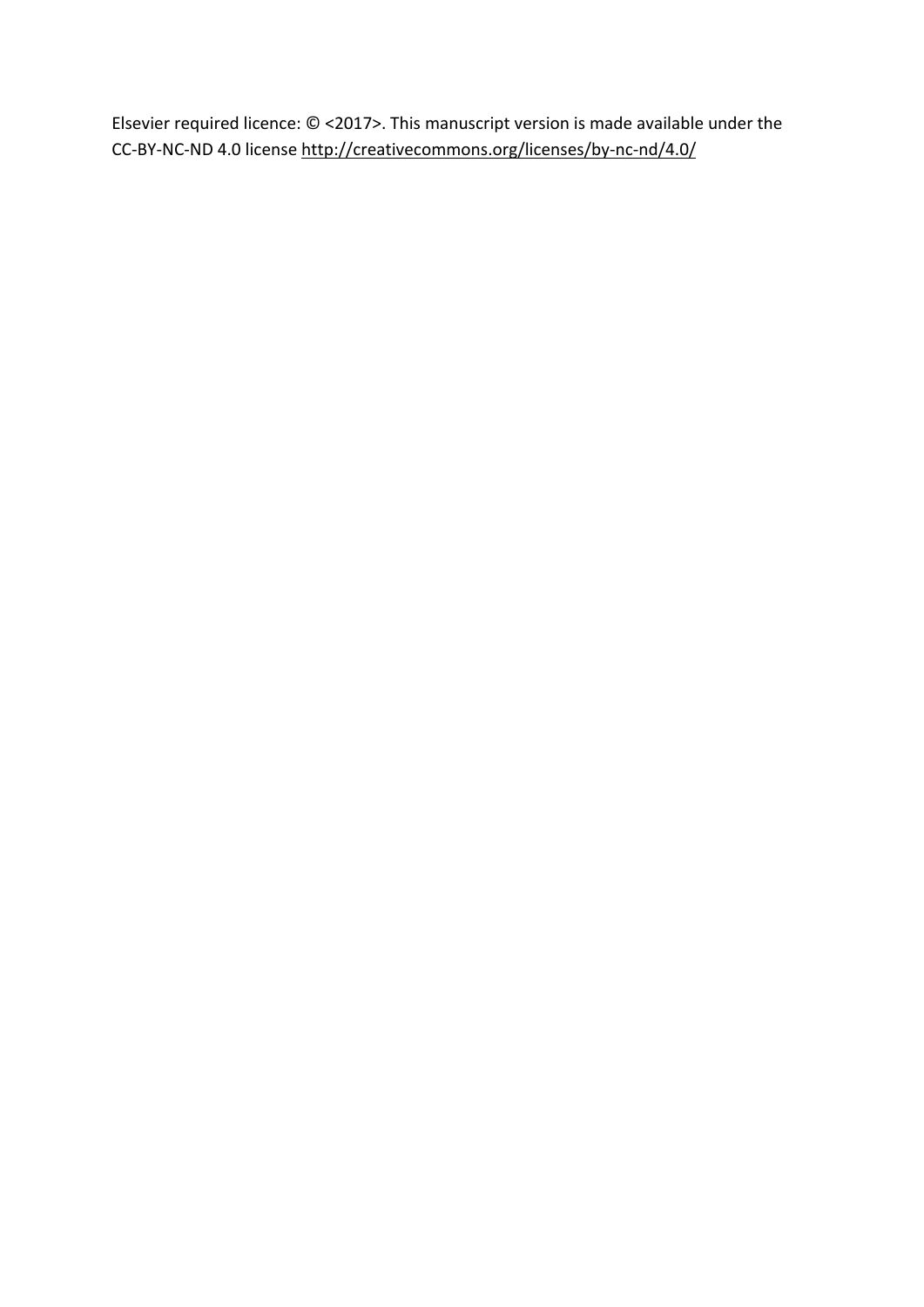Elsevier required licence: © <2017>. This manuscript version is made available under the CC-BY-NC-ND 4.0 license http://creativecommons.org/licenses/by-nc-nd/4.0/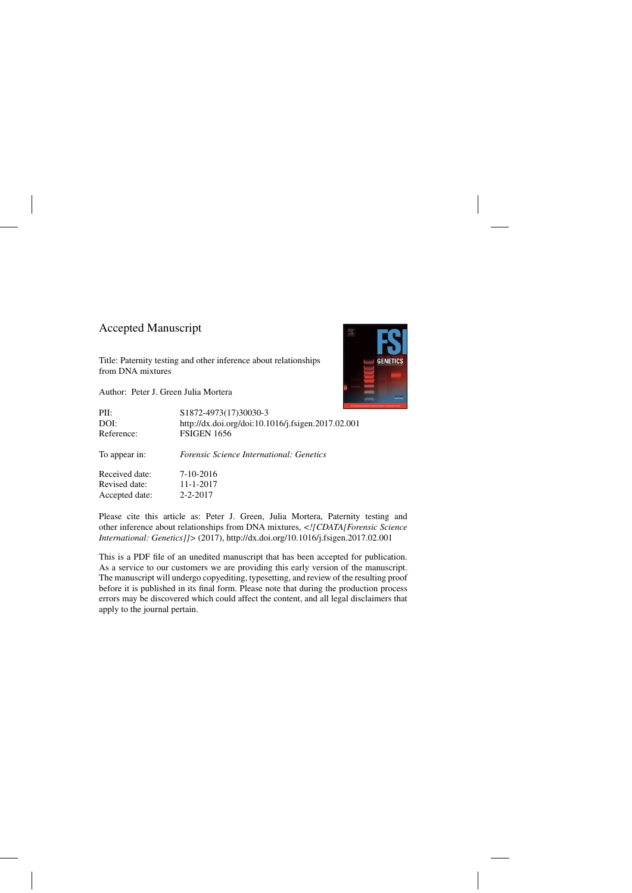Accepted Manuscript

Title: Paternity testing and other inference about relationships from DNA mixtures

Author: Peter J. Green Julia Mortera

PII: S1872-4973(17)30030-3
DOI: http://dx.doi.org/doi:10.1016/j.fsigen.2017.02.001
Reference: FSIGEN 1656

To appear in: *Forensic Science International: Genetics*

Received date: 7-10-2016
Revised date: 11-1-2017
Accepted date: 2-2-2017

Please cite this article as: Peter J. Green, Julia Mortera, Paternity testing and other inference about relationships from DNA mixtures, <![CDATA[Forensic Science International: Genetics]]> (2017), http://dx.doi.org/10.1016/j.fsigen.2017.02.001

This is a PDF file of an unedited manuscript that has been accepted for publication. As a service to our customers we are providing this early version of the manuscript. The manuscript will undergo copyediting, typesetting, and review of the resulting proof before it is published in its final form. Please note that during the production process errors may be discovered which could affect the content, and all legal disclaimers that apply to the journal pertain.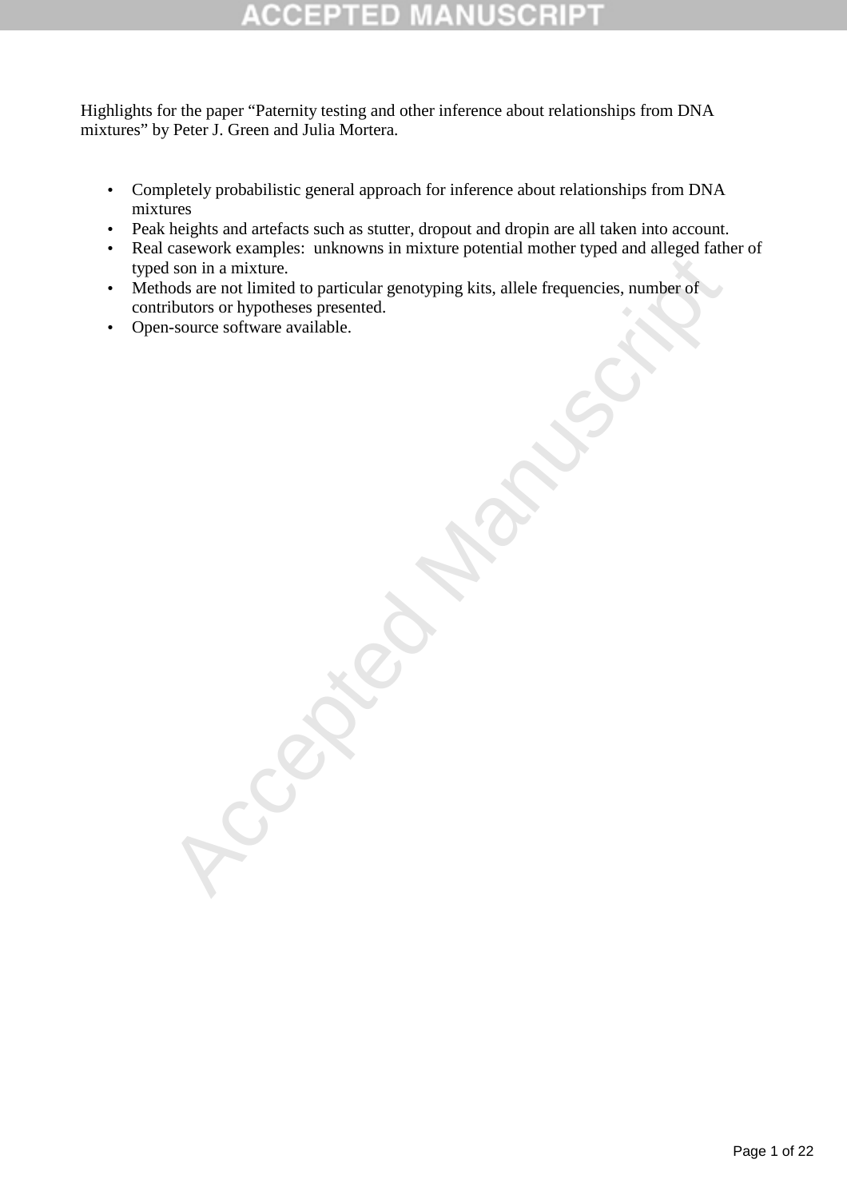Highlights for the paper "Paternity testing and other inference about relationships from DNA mixtures" by Peter J. Green and Julia Mortera.

- Completely probabilistic general approach for inference about relationships from DNA mixtures
- Peak heights and artefacts such as stutter, dropout and dropin are all taken into account.
- Real casework examples: unknowns in mixture potential mother typed and alleged father of typed son in a mixture.
- Methods are not limited to particular genotyping kits, allele frequencies, number of contributors or hypotheses presented.
- Open-source software available.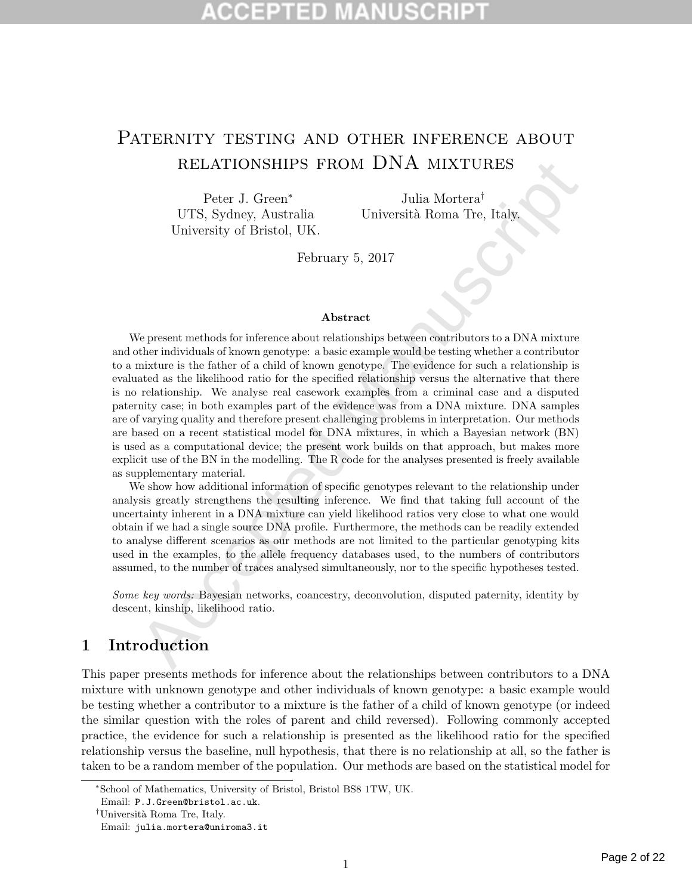# Paternity testing and other inference about relationships from DNA mixtures

Peter J. Green*  
UTS, Sydney, Australia  
University of Bristol, UK.

Julia Mortera†  
Università Roma Tre, Italy.

February 5, 2017

### Abstract

We present methods for inference about relationships between contributors to a DNA mixture and other individuals of known genotype: a basic example would be testing whether a contributor to a mixture is the father of a child of known genotype. The evidence for such a relationship is evaluated as the likelihood ratio for the specified relationship versus the alternative that there is no relationship. We analyse real casework examples from a criminal case and a disputed paternity case; in both examples part of the evidence was from a DNA mixture. DNA samples are of varying quality and therefore present challenging problems in interpretation. Our methods are based on a recent statistical model for DNA mixtures, in which a Bayesian network (BN) is used as a computational device; the present work builds on that approach, but makes more explicit use of the BN in the modelling. The R code for the analyses presented is freely available as supplementary material.

We show how additional information of specific genotypes relevant to the relationship under analysis greatly strengthens the resulting inference. We find that taking full account of the uncertainty inherent in a DNA mixture can yield likelihood ratios very close to what one would obtain if we had a single source DNA profile. Furthermore, the methods can be readily extended to analyse different scenarios as our methods are not limited to the particular genotyping kits used in the examples, to the allele frequency databases used, to the numbers of contributors assumed, to the number of traces analysed simultaneously, nor to the specific hypotheses tested.

*Some key words:* Bayesian networks, coancestry, deconvolution, disputed paternity, identity by descent, kinship, likelihood ratio.

## 1 Introduction

This paper presents methods for inference about the relationships between contributors to a DNA mixture with unknown genotype and other individuals of known genotype: a basic example would be testing whether a contributor to a mixture is the father of a child of known genotype (or indeed the similar question with the roles of parent and child reversed). Following commonly accepted practice, the evidence for such a relationship is presented as the likelihood ratio for the specified relationship versus the baseline, null hypothesis, that there is no relationship at all, so the father is taken to be a random member of the population. Our methods are based on the statistical model for

---

*School of Mathematics, University of Bristol, Bristol BS8 1TW, UK.  
Email: P.J.Green@bristol.ac.uk.

†Università Roma Tre, Italy.  
Email: julia.mortera@uniroma3.it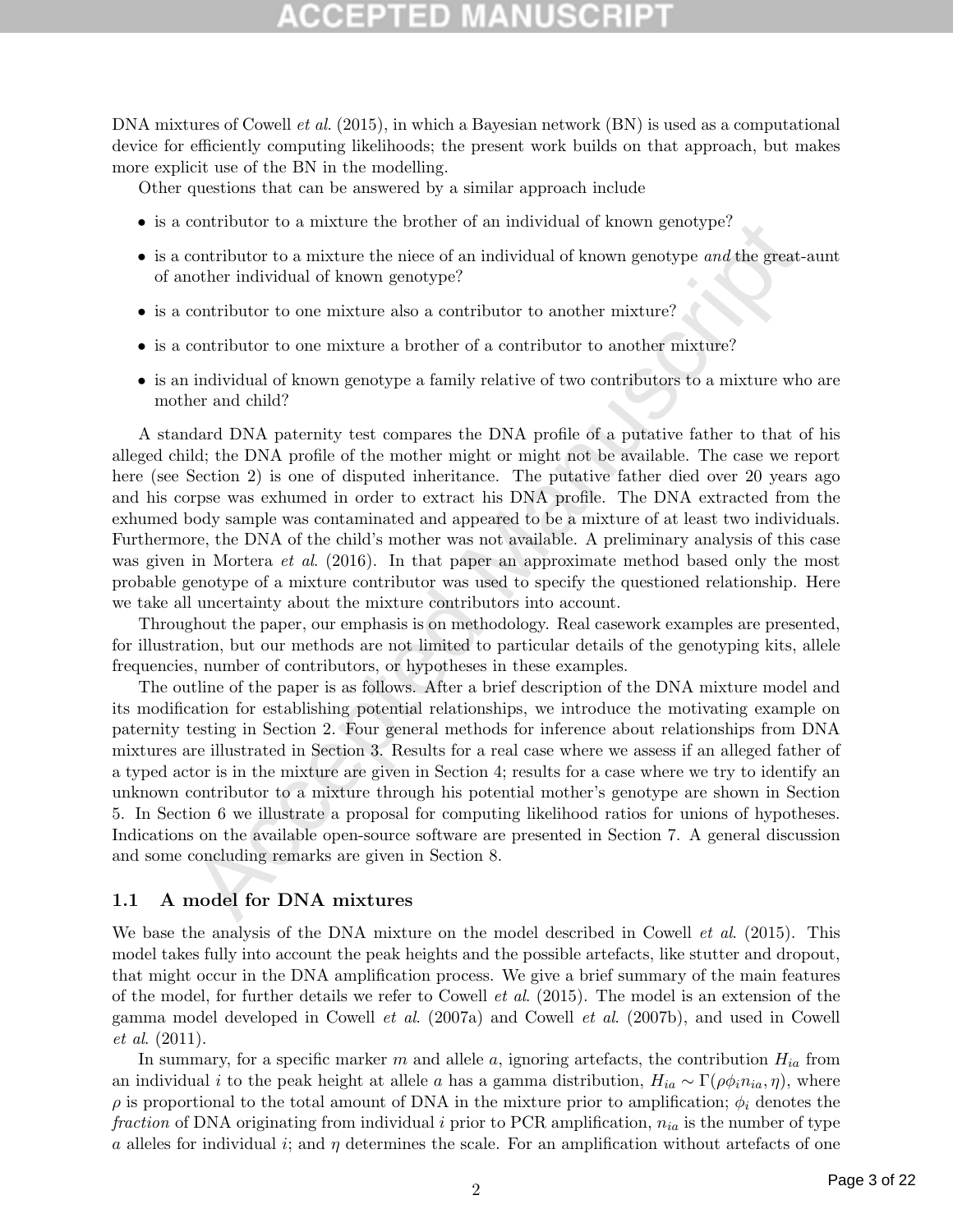DNA mixtures of Cowell *et al.* (2015), in which a Bayesian network (BN) is used as a computational device for efficiently computing likelihoods; the present work builds on that approach, but makes more explicit use of the BN in the modelling.

Other questions that can be answered by a similar approach include

- is a contributor to a mixture the brother of an individual of known genotype?
- is a contributor to a mixture the niece of an individual of known genotype *and* the great-aunt of another individual of known genotype?
- is a contributor to one mixture also a contributor to another mixture?
- is a contributor to one mixture a brother of a contributor to another mixture?
- is an individual of known genotype a family relative of two contributors to a mixture who are mother and child?

A standard DNA paternity test compares the DNA profile of a putative father to that of his alleged child; the DNA profile of the mother might or might not be available. The case we report here (see Section 2) is one of disputed inheritance. The putative father died over 20 years ago and his corpse was exhumed in order to extract his DNA profile. The DNA extracted from the exhumed body sample was contaminated and appeared to be a mixture of at least two individuals. Furthermore, the DNA of the child's mother was not available. A preliminary analysis of this case was given in Mortera *et al.* (2016). In that paper an approximate method based only the most probable genotype of a mixture contributor was used to specify the questioned relationship. Here we take all uncertainty about the mixture contributors into account.

Throughout the paper, our emphasis is on methodology. Real casework examples are presented, for illustration, but our methods are not limited to particular details of the genotyping kits, allele frequencies, number of contributors, or hypotheses in these examples.

The outline of the paper is as follows. After a brief description of the DNA mixture model and its modification for establishing potential relationships, we introduce the motivating example on paternity testing in Section 2. Four general methods for inference about relationships from DNA mixtures are illustrated in Section 3. Results for a real case where we assess if an alleged father of a typed actor is in the mixture are given in Section 4; results for a case where we try to identify an unknown contributor to a mixture through his potential mother's genotype are shown in Section 5. In Section 6 we illustrate a proposal for computing likelihood ratios for unions of hypotheses. Indications on the available open-source software are presented in Section 7. A general discussion and some concluding remarks are given in Section 8.

### 1.1 A model for DNA mixtures

We base the analysis of the DNA mixture on the model described in Cowell *et al.* (2015). This model takes fully into account the peak heights and the possible artefacts, like stutter and dropout, that might occur in the DNA amplification process. We give a brief summary of the main features of the model, for further details we refer to Cowell *et al.* (2015). The model is an extension of the gamma model developed in Cowell *et al.* (2007a) and Cowell *et al.* (2007b), and used in Cowell *et al.* (2011).

In summary, for a specific marker $m$ and allele $a$, ignoring artefacts, the contribution $H_{ia}$ from an individual $i$ to the peak height at allele $a$ has a gamma distribution, $H_{ia} \sim \Gamma(\rho\phi_i n_{ia}, \eta)$, where $\rho$ is proportional to the total amount of DNA in the mixture prior to amplification; $\phi_i$ denotes the *fraction* of DNA originating from individual $i$ prior to PCR amplification, $n_{ia}$ is the number of type $a$ alleles for individual $i$; and $\eta$ determines the scale. For an amplification without artefacts of one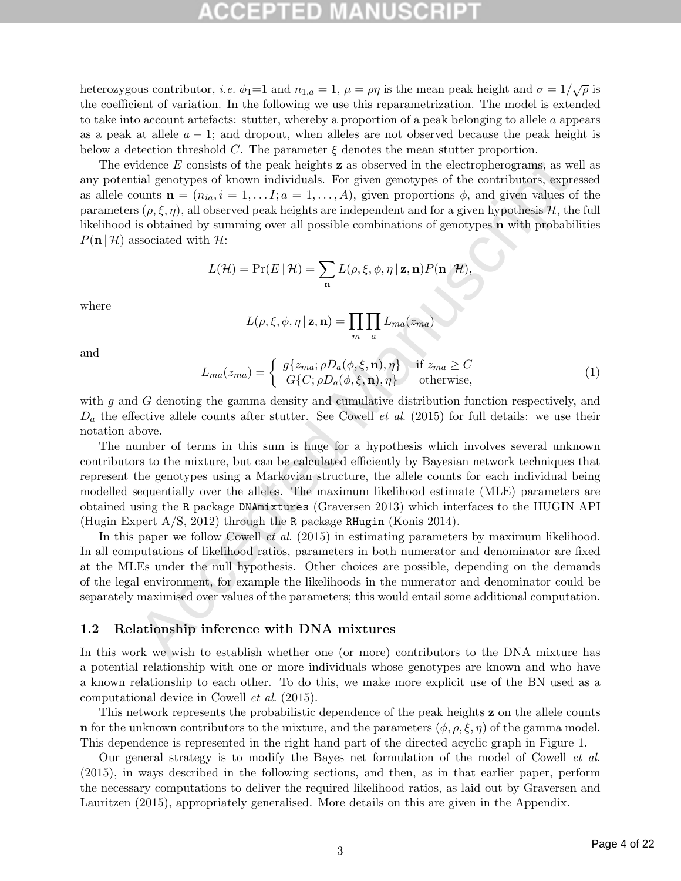heterozygous contributor, *i.e.* $\phi_1$=1 and $n_{1,a} = 1$, $\mu = \rho\eta$ is the mean peak height and $\sigma = 1/\sqrt{\rho}$ is the coefficient of variation. In the following we use this reparametrization. The model is extended to take into account artefacts: stutter, whereby a proportion of a peak belonging to allele $a$ appears as a peak at allele $a-1$; and dropout, when alleles are not observed because the peak height is below a detection threshold $C$. The parameter $\xi$ denotes the mean stutter proportion.

The evidence $E$ consists of the peak heights $\mathbf{z}$ as observed in the electropherograms, as well as any potential genotypes of known individuals. For given genotypes of the contributors, expressed as allele counts $\mathbf{n} = (n_{ia}, i = 1, \dots I; a = 1, \dots, A)$, given proportions $\phi$, and given values of the parameters $(\rho, \xi, \eta)$, all observed peak heights are independent and for a given hypothesis $\mathcal{H}$, the full likelihood is obtained by summing over all possible combinations of genotypes $\mathbf{n}$ with probabilities $P(\mathbf{n} \,|\, \mathcal{H})$ associated with $\mathcal{H}$:

$$L(\mathcal{H}) = \Pr(E \,|\, \mathcal{H}) = \sum_{\mathbf{n}} L(\rho, \xi, \phi, \eta \,|\, \mathbf{z}, \mathbf{n}) P(\mathbf{n} \,|\, \mathcal{H}),$$

where

$$L(\rho, \xi, \phi, \eta \,|\, \mathbf{z}, \mathbf{n}) = \prod_m \prod_a L_{ma}(z_{ma})$$

and

$$L_{ma}(z_{ma}) = \begin{cases} g\{z_{ma}; \rho D_a(\phi, \xi, \mathbf{n}), \eta\} & \text{if } z_{ma} \geq C \\ G\{C; \rho D_a(\phi, \xi, \mathbf{n}), \eta\} & \text{otherwise,} \end{cases} \tag{1}$$

with $g$ and $G$ denoting the gamma density and cumulative distribution function respectively, and $D_a$ the effective allele counts after stutter. See Cowell *et al.* (2015) for full details: we use their notation above.

The number of terms in this sum is huge for a hypothesis which involves several unknown contributors to the mixture, but can be calculated efficiently by Bayesian network techniques that represent the genotypes using a Markovian structure, the allele counts for each individual being modelled sequentially over the alleles. The maximum likelihood estimate (MLE) parameters are obtained using the R package DNAmixtures (Graversen 2013) which interfaces to the HUGIN API (Hugin Expert A/S, 2012) through the R package RHugin (Konis 2014).

In this paper we follow Cowell *et al.* (2015) in estimating parameters by maximum likelihood. In all computations of likelihood ratios, parameters in both numerator and denominator are fixed at the MLEs under the null hypothesis. Other choices are possible, depending on the demands of the legal environment, for example the likelihoods in the numerator and denominator could be separately maximised over values of the parameters; this would entail some additional computation.

### 1.2 Relationship inference with DNA mixtures

In this work we wish to establish whether one (or more) contributors to the DNA mixture has a potential relationship with one or more individuals whose genotypes are known and who have a known relationship to each other. To do this, we make more explicit use of the BN used as a computational device in Cowell *et al.* (2015).

This network represents the probabilistic dependence of the peak heights $\mathbf{z}$ on the allele counts $\mathbf{n}$ for the unknown contributors to the mixture, and the parameters $(\phi, \rho, \xi, \eta)$ of the gamma model. This dependence is represented in the right hand part of the directed acyclic graph in Figure 1.

Our general strategy is to modify the Bayes net formulation of the model of Cowell *et al.* (2015), in ways described in the following sections, and then, as in that earlier paper, perform the necessary computations to deliver the required likelihood ratios, as laid out by Graversen and Lauritzen (2015), appropriately generalised. More details on this are given in the Appendix.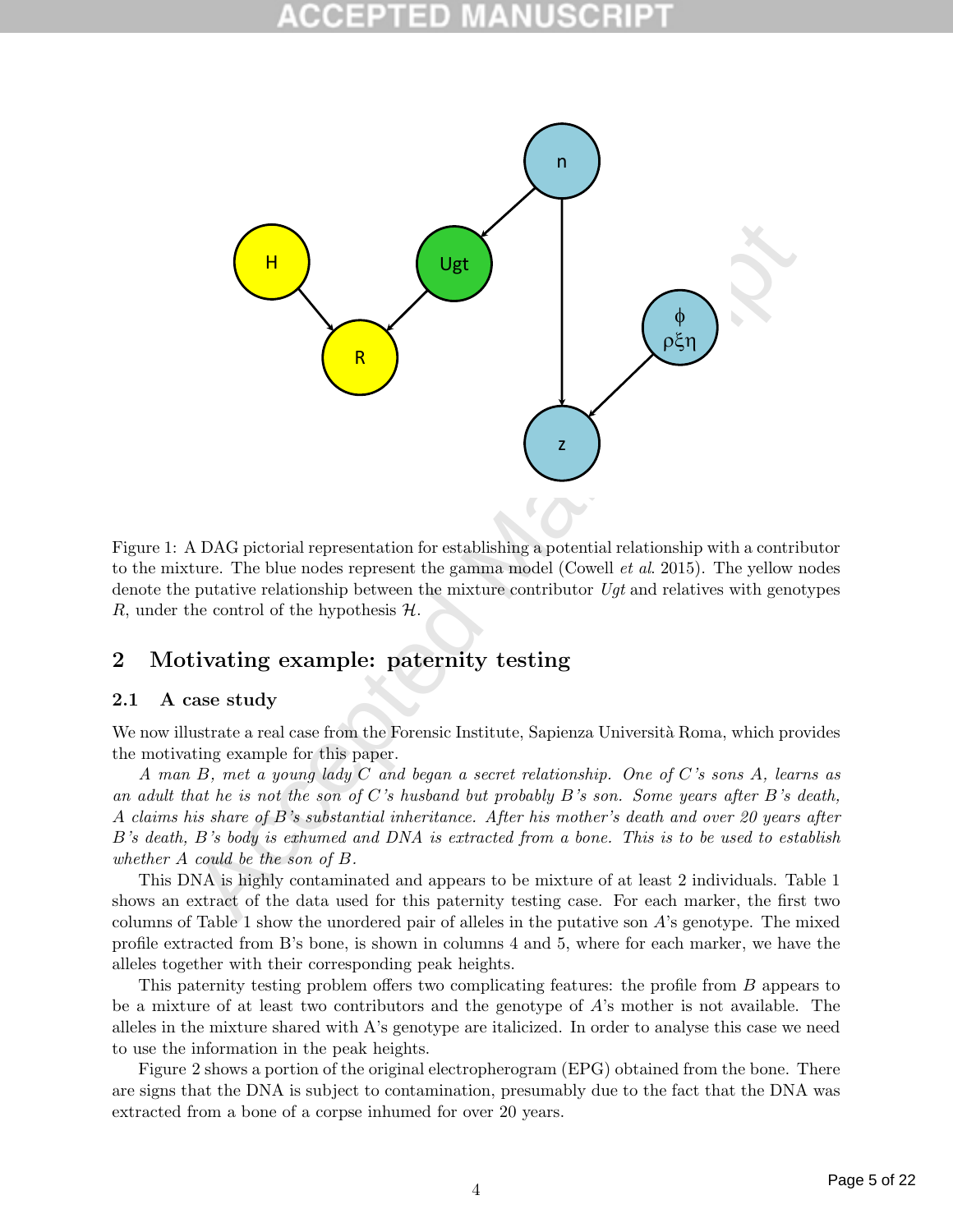Figure 1: A DAG pictorial representation for establishing a potential relationship with a contributor to the mixture. The blue nodes represent the gamma model (Cowell *et al*. 2015). The yellow nodes denote the putative relationship between the mixture contributor *Ugt* and relatives with genotypes $R$, under the control of the hypothesis $\mathcal{H}$.

## 2 Motivating example: paternity testing

### 2.1 A case study

We now illustrate a real case from the Forensic Institute, Sapienza Università Roma, which provides the motivating example for this paper.

*A man B, met a young lady C and began a secret relationship. One of C's sons A, learns as an adult that he is not the son of C's husband but probably B's son. Some years after B's death, A claims his share of B's substantial inheritance. After his mother's death and over 20 years after B's death, B's body is exhumed and DNA is extracted from a bone. This is to be used to establish whether A could be the son of B.*

This DNA is highly contaminated and appears to be mixture of at least 2 individuals. Table 1 shows an extract of the data used for this paternity testing case. For each marker, the first two columns of Table 1 show the unordered pair of alleles in the putative son $A$'s genotype. The mixed profile extracted from B's bone, is shown in columns 4 and 5, where for each marker, we have the alleles together with their corresponding peak heights.

This paternity testing problem offers two complicating features: the profile from $B$ appears to be a mixture of at least two contributors and the genotype of $A$'s mother is not available. The alleles in the mixture shared with A's genotype are italicized. In order to analyse this case we need to use the information in the peak heights.

Figure 2 shows a portion of the original electropherogram (EPG) obtained from the bone. There are signs that the DNA is subject to contamination, presumably due to the fact that the DNA was extracted from a bone of a corpse inhumed for over 20 years.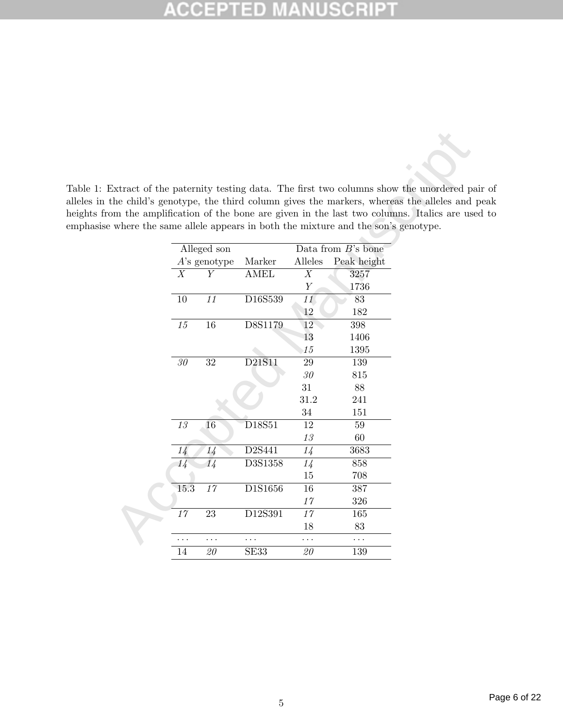Table 1: Extract of the paternity testing data. The first two columns show the unordered pair of alleles in the child's genotype, the third column gives the markers, whereas the alleles and peak heights from the amplification of the bone are given in the last two columns. Italics are used to emphasise where the same allele appears in both the mixture and the son's genotype.

| Alleged son | | | Data from $B$'s bone | |
|---|---|---|---|---|
| $A$'s genotype | | Marker | Alleles | Peak height |
| *X* | *Y* | AMEL | *X* | 3257 |
| | | | *Y* | 1736 |
| 10 | *11* | D16S539 | *11* | 83 |
| | | | 12 | 182 |
| *15* | 16 | D8S1179 | 12 | 398 |
| | | | 13 | 1406 |
| | | | *15* | 1395 |
| *30* | 32 | D21S11 | 29 | 139 |
| | | | *30* | 815 |
| | | | 31 | 88 |
| | | | 31.2 | 241 |
| | | | 34 | 151 |
| *13* | 16 | D18S51 | 12 | 59 |
| | | | *13* | 60 |
| *14* | *14* | D2S441 | *14* | 3683 |
| *14* | *14* | D3S1358 | *14* | 858 |
| | | | 15 | 708 |
| 15.3 | *17* | D1S1656 | 16 | 387 |
| | | | *17* | 326 |
| *17* | 23 | D12S391 | *17* | 165 |
| | | | 18 | 83 |
| ... | ... | ... | ... | ... |
| 14 | *20* | SE33 | *20* | 139 |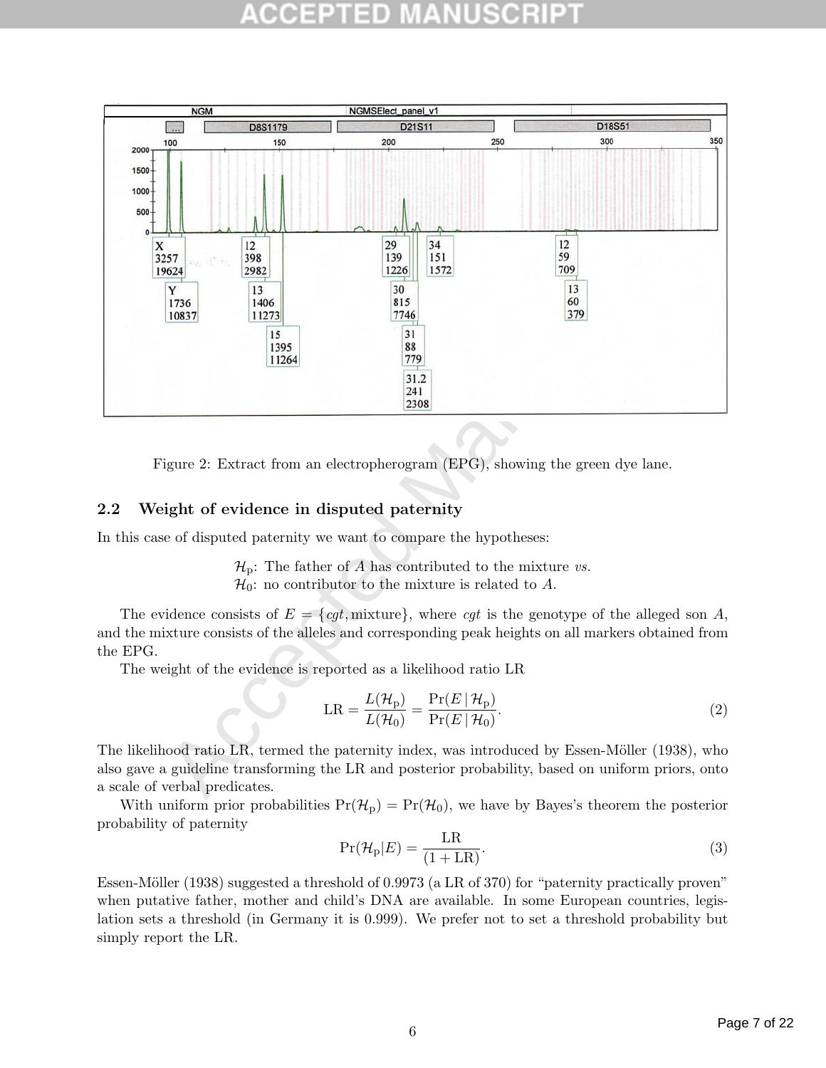Figure 2: Extract from an electropherogram (EPG), showing the green dye lane.

## 2.2 Weight of evidence in disputed paternity

In this case of disputed paternity we want to compare the hypotheses:

$\mathcal{H}_p$: The father of $A$ has contributed to the mixture *vs.*
$\mathcal{H}_0$: no contributor to the mixture is related to $A$.

The evidence consists of $E = \{cgt, \text{mixture}\}$, where $cgt$ is the genotype of the alleged son $A$, and the mixture consists of the alleles and corresponding peak heights on all markers obtained from the EPG.

The weight of the evidence is reported as a likelihood ratio LR

$$\text{LR} = \frac{L(\mathcal{H}_p)}{L(\mathcal{H}_0)} = \frac{\Pr(E \mid \mathcal{H}_p)}{\Pr(E \mid \mathcal{H}_0)}. \tag{2}$$

The likelihood ratio LR, termed the paternity index, was introduced by Essen-Möller (1938), who also gave a guideline transforming the LR and posterior probability, based on uniform priors, onto a scale of verbal predicates.

With uniform prior probabilities $\Pr(\mathcal{H}_p) = \Pr(\mathcal{H}_0)$, we have by Bayes's theorem the posterior probability of paternity

$$\Pr(\mathcal{H}_p|E) = \frac{\text{LR}}{(1 + \text{LR})}. \tag{3}$$

Essen-Möller (1938) suggested a threshold of 0.9973 (a LR of 370) for "paternity practically proven" when putative father, mother and child's DNA are available. In some European countries, legislation sets a threshold (in Germany it is 0.999). We prefer not to set a threshold probability but simply report the LR.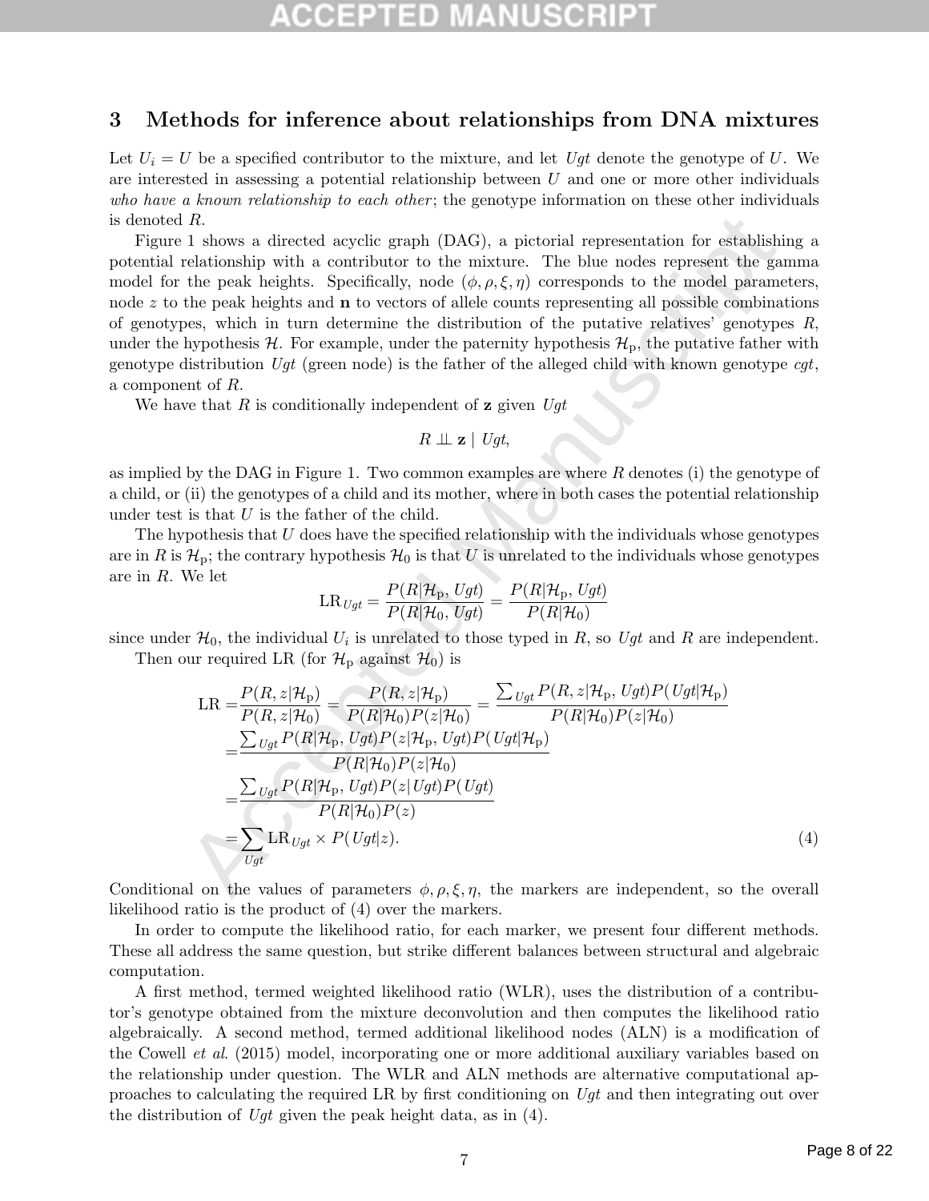## 3 Methods for inference about relationships from DNA mixtures

Let $U_i = U$ be a specified contributor to the mixture, and let $Ugt$ denote the genotype of $U$. We are interested in assessing a potential relationship between $U$ and one or more other individuals *who have a known relationship to each other*; the genotype information on these other individuals is denoted $R$.

Figure 1 shows a directed acyclic graph (DAG), a pictorial representation for establishing a potential relationship with a contributor to the mixture. The blue nodes represent the gamma model for the peak heights. Specifically, node $(\phi, \rho, \xi, \eta)$ corresponds to the model parameters, node $z$ to the peak heights and $\mathbf{n}$ to vectors of allele counts representing all possible combinations of genotypes, which in turn determine the distribution of the putative relatives' genotypes $R$, under the hypothesis $\mathcal{H}$. For example, under the paternity hypothesis $\mathcal{H}_\mathrm{p}$, the putative father with genotype distribution $Ugt$ (green node) is the father of the alleged child with known genotype $cgt$, a component of $R$.

We have that $R$ is conditionally independent of $\mathbf{z}$ given $Ugt$

$$R \perp\!\!\!\perp \mathbf{z} \mid Ugt,$$

as implied by the DAG in Figure 1. Two common examples are where $R$ denotes (i) the genotype of a child, or (ii) the genotypes of a child and its mother, where in both cases the potential relationship under test is that $U$ is the father of the child.

The hypothesis that $U$ does have the specified relationship with the individuals whose genotypes are in $R$ is $\mathcal{H}_\mathrm{p}$; the contrary hypothesis $\mathcal{H}_0$ is that $U$ is unrelated to the individuals whose genotypes are in $R$. We let

$$\mathrm{LR}_{Ugt} = \frac{P(R|\mathcal{H}_\mathrm{p}, Ugt)}{P(R|\mathcal{H}_0, Ugt)} = \frac{P(R|\mathcal{H}_\mathrm{p}, Ugt)}{P(R|\mathcal{H}_0)}$$

since under $\mathcal{H}_0$, the individual $U_i$ is unrelated to those typed in $R$, so $Ugt$ and $R$ are independent.

Then our required LR (for $\mathcal{H}_\mathrm{p}$ against $\mathcal{H}_0$) is

$$\begin{aligned}
\mathrm{LR} &= \frac{P(R, z|\mathcal{H}_\mathrm{p})}{P(R, z|\mathcal{H}_0)} = \frac{P(R, z|\mathcal{H}_\mathrm{p})}{P(R|\mathcal{H}_0)P(z|\mathcal{H}_0)} = \frac{\sum_{Ugt} P(R, z|\mathcal{H}_\mathrm{p}, Ugt)P(Ugt|\mathcal{H}_\mathrm{p})}{P(R|\mathcal{H}_0)P(z|\mathcal{H}_0)} \\
&= \frac{\sum_{Ugt} P(R|\mathcal{H}_\mathrm{p}, Ugt)P(z|\mathcal{H}_\mathrm{p}, Ugt)P(Ugt|\mathcal{H}_\mathrm{p})}{P(R|\mathcal{H}_0)P(z|\mathcal{H}_0)} \\
&= \frac{\sum_{Ugt} P(R|\mathcal{H}_\mathrm{p}, Ugt)P(z|\,Ugt)P(Ugt)}{P(R|\mathcal{H}_0)P(z)} \\
&= \sum_{Ugt} \mathrm{LR}_{Ugt} \times P(Ugt|z). \qquad (4)
\end{aligned}$$

Conditional on the values of parameters $\phi, \rho, \xi, \eta$, the markers are independent, so the overall likelihood ratio is the product of (4) over the markers.

In order to compute the likelihood ratio, for each marker, we present four different methods. These all address the same question, but strike different balances between structural and algebraic computation.

A first method, termed weighted likelihood ratio (WLR), uses the distribution of a contributor's genotype obtained from the mixture deconvolution and then computes the likelihood ratio algebraically. A second method, termed additional likelihood nodes (ALN) is a modification of the Cowell *et al*. (2015) model, incorporating one or more additional auxiliary variables based on the relationship under question. The WLR and ALN methods are alternative computational approaches to calculating the required LR by first conditioning on $Ugt$ and then integrating out over the distribution of $Ugt$ given the peak height data, as in (4).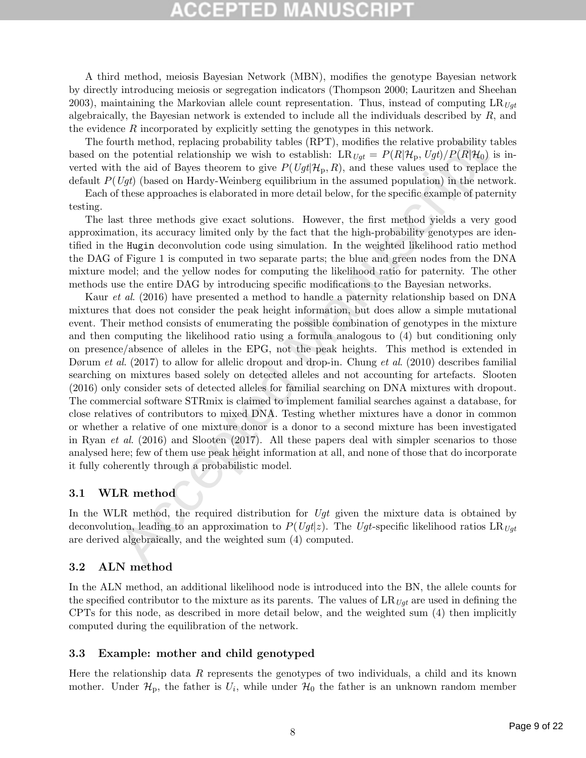A third method, meiosis Bayesian Network (MBN), modifies the genotype Bayesian network by directly introducing meiosis or segregation indicators (Thompson 2000; Lauritzen and Sheehan 2003), maintaining the Markovian allele count representation. Thus, instead of computing $\mathrm{LR}_{Ugt}$ algebraically, the Bayesian network is extended to include all the individuals described by $R$, and the evidence $R$ incorporated by explicitly setting the genotypes in this network.

The fourth method, replacing probability tables (RPT), modifies the relative probability tables based on the potential relationship we wish to establish: $\mathrm{LR}_{Ugt} = P(R|\mathcal{H}_\mathrm{p}, Ugt)/P(R|\mathcal{H}_0)$ is inverted with the aid of Bayes theorem to give $P(Ugt|\mathcal{H}_\mathrm{p}, R)$, and these values used to replace the default $P(Ugt)$ (based on Hardy-Weinberg equilibrium in the assumed population) in the network.

Each of these approaches is elaborated in more detail below, for the specific example of paternity testing.

The last three methods give exact solutions. However, the first method yields a very good approximation, its accuracy limited only by the fact that the high-probability genotypes are identified in the `Hugin` deconvolution code using simulation. In the weighted likelihood ratio method the DAG of Figure 1 is computed in two separate parts; the blue and green nodes from the DNA mixture model; and the yellow nodes for computing the likelihood ratio for paternity. The other methods use the entire DAG by introducing specific modifications to the Bayesian networks.

Kaur *et al.* (2016) have presented a method to handle a paternity relationship based on DNA mixtures that does not consider the peak height information, but does allow a simple mutational event. Their method consists of enumerating the possible combination of genotypes in the mixture and then computing the likelihood ratio using a formula analogous to (4) but conditioning only on presence/absence of alleles in the EPG, not the peak heights. This method is extended in Dørum *et al.* (2017) to allow for allelic dropout and drop-in. Chung *et al.* (2010) describes familial searching on mixtures based solely on detected alleles and not accounting for artefacts. Slooten (2016) only consider sets of detected alleles for familial searching on DNA mixtures with dropout. The commercial software STRmix is claimed to implement familial searches against a database, for close relatives of contributors to mixed DNA. Testing whether mixtures have a donor in common or whether a relative of one mixture donor is a donor to a second mixture has been investigated in Ryan *et al.* (2016) and Slooten (2017). All these papers deal with simpler scenarios to those analysed here; few of them use peak height information at all, and none of those that do incorporate it fully coherently through a probabilistic model.

### 3.1 WLR method

In the WLR method, the required distribution for $Ugt$ given the mixture data is obtained by deconvolution, leading to an approximation to $P(Ugt|z)$. The $Ugt$-specific likelihood ratios $\mathrm{LR}_{Ugt}$ are derived algebraically, and the weighted sum (4) computed.

### 3.2 ALN method

In the ALN method, an additional likelihood node is introduced into the BN, the allele counts for the specified contributor to the mixture as its parents. The values of $\mathrm{LR}_{Ugt}$ are used in defining the CPTs for this node, as described in more detail below, and the weighted sum (4) then implicitly computed during the equilibration of the network.

### 3.3 Example: mother and child genotyped

Here the relationship data $R$ represents the genotypes of two individuals, a child and its known mother. Under $\mathcal{H}_\mathrm{p}$, the father is $U_i$, while under $\mathcal{H}_0$ the father is an unknown random member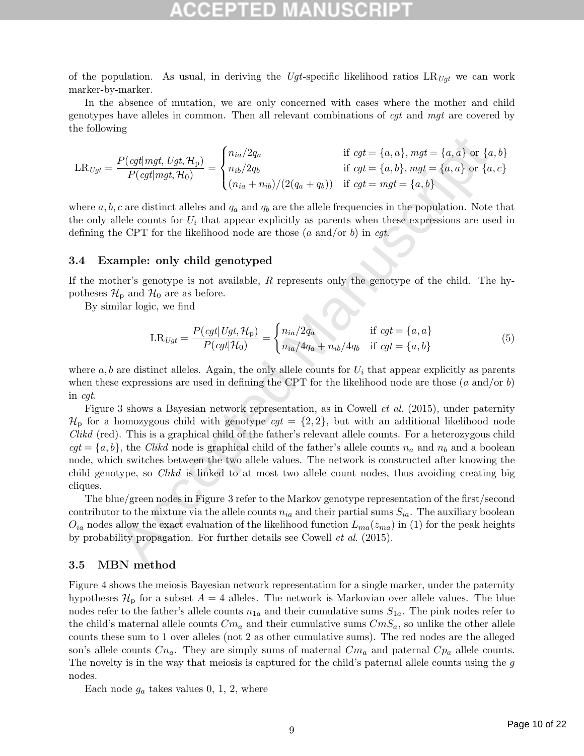of the population. As usual, in deriving the $Ugt$-specific likelihood ratios $\mathrm{LR}_{Ugt}$ we can work marker-by-marker.

In the absence of mutation, we are only concerned with cases where the mother and child genotypes have alleles in common. Then all relevant combinations of $cgt$ and $mgt$ are covered by the following

$$\mathrm{LR}_{Ugt} = \frac{P(cgt|mgt, Ugt, \mathcal{H}_\mathrm{p})}{P(cgt|mgt, \mathcal{H}_0)} = \begin{cases} n_{ia}/2q_a & \text{if } cgt = \{a,a\}, mgt = \{a,a\} \text{ or } \{a,b\} \\ n_{ib}/2q_b & \text{if } cgt = \{a,b\}, mgt = \{a,a\} \text{ or } \{a,c\} \\ (n_{ia}+n_{ib})/(2(q_a+q_b)) & \text{if } cgt = mgt = \{a,b\} \end{cases}$$

where $a, b, c$ are distinct alleles and $q_a$ and $q_b$ are the allele frequencies in the population. Note that the only allele counts for $U_i$ that appear explicitly as parents when these expressions are used in defining the CPT for the likelihood node are those ($a$ and/or $b$) in $cgt$.

### 3.4 Example: only child genotyped

If the mother's genotype is not available, $R$ represents only the genotype of the child. The hypotheses $\mathcal{H}_\mathrm{p}$ and $\mathcal{H}_0$ are as before.

By similar logic, we find

$$\mathrm{LR}_{Ugt} = \frac{P(cgt|Ugt, \mathcal{H}_\mathrm{p})}{P(cgt|\mathcal{H}_0)} = \begin{cases} n_{ia}/2q_a & \text{if } cgt = \{a,a\} \\ n_{ia}/4q_a + n_{ib}/4q_b & \text{if } cgt = \{a,b\} \end{cases} \tag{5}$$

where $a, b$ are distinct alleles. Again, the only allele counts for $U_i$ that appear explicitly as parents when these expressions are used in defining the CPT for the likelihood node are those ($a$ and/or $b$) in $cgt$.

Figure 3 shows a Bayesian network representation, as in Cowell *et al.* (2015), under paternity $\mathcal{H}_\mathrm{p}$ for a homozygous child with genotype $cgt = \{2, 2\}$, but with an additional likelihood node *Clikd* (red). This is a graphical child of the father's relevant allele counts. For a heterozygous child $cgt = \{a, b\}$, the *Clikd* node is graphical child of the father's allele counts $n_a$ and $n_b$ and a boolean node, which switches between the two allele values. The network is constructed after knowing the child genotype, so *Clikd* is linked to at most two allele count nodes, thus avoiding creating big cliques.

The blue/green nodes in Figure 3 refer to the Markov genotype representation of the first/second contributor to the mixture via the allele counts $n_{ia}$ and their partial sums $S_{ia}$. The auxiliary boolean $O_{ia}$ nodes allow the exact evaluation of the likelihood function $L_{ma}(z_{ma})$ in (1) for the peak heights by probability propagation. For further details see Cowell *et al.* (2015).

### 3.5 MBN method

Figure 4 shows the meiosis Bayesian network representation for a single marker, under the paternity hypotheses $\mathcal{H}_\mathrm{p}$ for a subset $A = 4$ alleles. The network is Markovian over allele values. The blue nodes refer to the father's allele counts $n_{1a}$ and their cumulative sums $S_{1a}$. The pink nodes refer to the child's maternal allele counts $Cm_a$ and their cumulative sums $CmS_a$, so unlike the other allele counts these sum to 1 over alleles (not 2 as other cumulative sums). The red nodes are the alleged son's allele counts $Cn_a$. They are simply sums of maternal $Cm_a$ and paternal $Cp_a$ allele counts. The novelty is in the way that meiosis is captured for the child's paternal allele counts using the $g$ nodes.

Each node $g_a$ takes values 0, 1, 2, where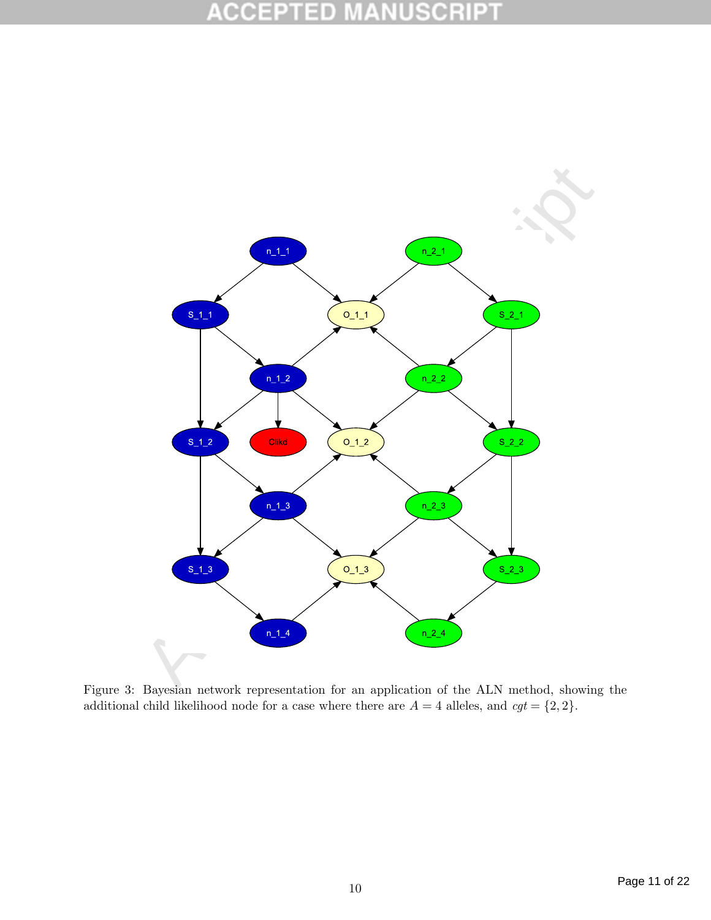Figure 3: Bayesian network representation for an application of the ALN method, showing the additional child likelihood node for a case where there are $A = 4$ alleles, and $cgt = \{2, 2\}$.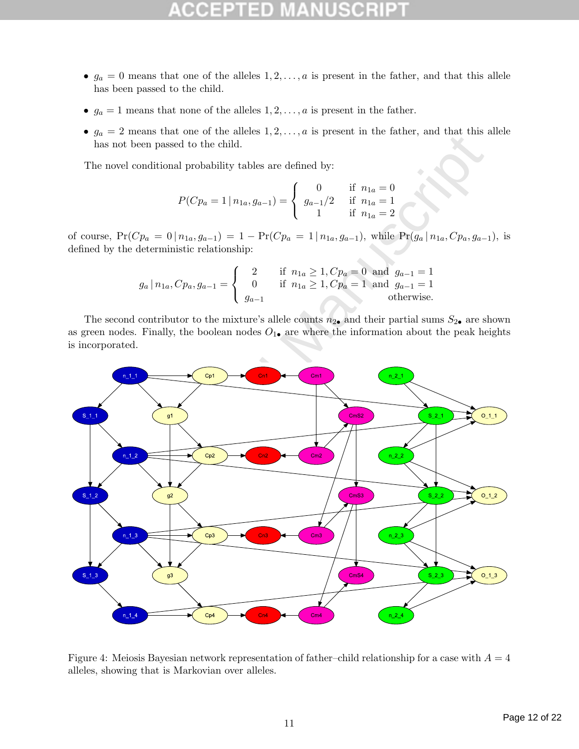- $g_a = 0$ means that one of the alleles $1, 2, \ldots, a$ is present in the father, and that this allele has been passed to the child.
- $g_a = 1$ means that none of the alleles $1, 2, \ldots, a$ is present in the father.
- $g_a = 2$ means that one of the alleles $1, 2, \ldots, a$ is present in the father, and that this allele has not been passed to the child.

The novel conditional probability tables are defined by:

$$P(Cp_a = 1 \,|\, n_{1a}, g_{a-1}) = \begin{cases} 0 & \text{if } n_{1a} = 0 \\ g_{a-1}/2 & \text{if } n_{1a} = 1 \\ 1 & \text{if } n_{1a} = 2 \end{cases}$$

of course, $\Pr(Cp_a = 0 \,|\, n_{1a}, g_{a-1}) = 1 - \Pr(Cp_a = 1 \,|\, n_{1a}, g_{a-1})$, while $\Pr(g_a \,|\, n_{1a}, Cp_a, g_{a-1})$, is defined by the deterministic relationship:

$$g_a \,|\, n_{1a}, Cp_a, g_{a-1} = \begin{cases} 2 & \text{if } n_{1a} \geq 1, Cp_a = 0 \text{ and } g_{a-1} = 1 \\ 0 & \text{if } n_{1a} \geq 1, Cp_a = 1 \text{ and } g_{a-1} = 1 \\ g_{a-1} & \text{otherwise.} \end{cases}$$

The second contributor to the mixture's allele counts $n_{2\bullet}$ and their partial sums $S_{2\bullet}$ are shown as green nodes. Finally, the boolean nodes $O_{1\bullet}$ are where the information about the peak heights is incorporated.

Figure 4: Meiosis Bayesian network representation of father–child relationship for a case with $A = 4$ alleles, showing that is Markovian over alleles.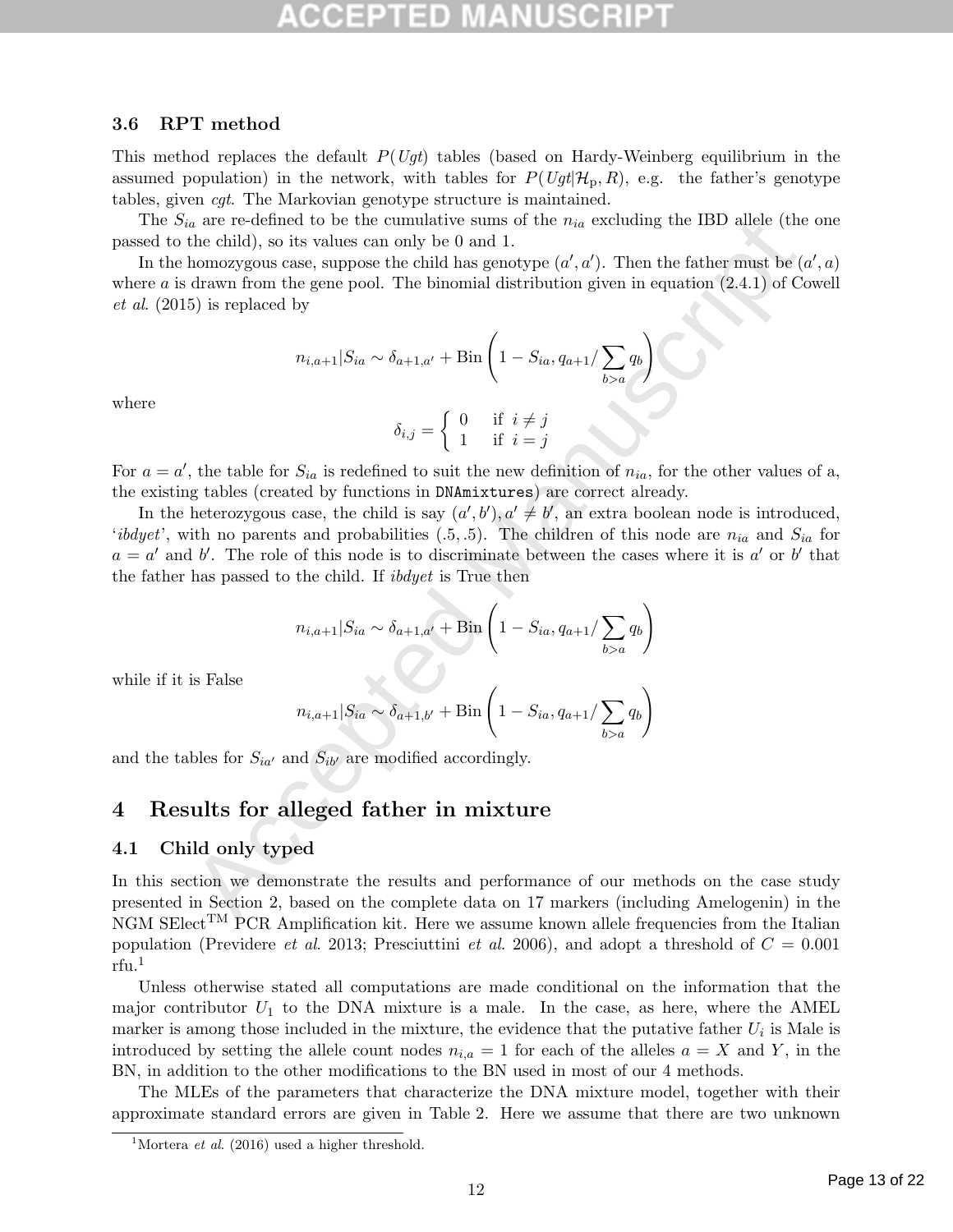### 3.6 RPT method

This method replaces the default $P(Ugt)$ tables (based on Hardy-Weinberg equilibrium in the assumed population) in the network, with tables for $P(Ugt|\mathcal{H}_{\mathrm{p}}, R)$, e.g. the father's genotype tables, given *cgt*. The Markovian genotype structure is maintained.

The $S_{ia}$ are re-defined to be the cumulative sums of the $n_{ia}$ excluding the IBD allele (the one passed to the child), so its values can only be 0 and 1.

In the homozygous case, suppose the child has genotype $(a', a')$. Then the father must be $(a', a)$ where $a$ is drawn from the gene pool. The binomial distribution given in equation (2.4.1) of Cowell *et al.* (2015) is replaced by

$$n_{i,a+1}|S_{ia} \sim \delta_{a+1,a'} + \mathrm{Bin}\left(1 - S_{ia}, q_{a+1}/\sum_{b>a} q_b\right)$$

where

$$\delta_{i,j} = \begin{cases} 0 & \text{if } i \neq j \\ 1 & \text{if } i = j \end{cases}$$

For $a = a'$, the table for $S_{ia}$ is redefined to suit the new definition of $n_{ia}$, for the other values of a, the existing tables (created by functions in DNAmixtures) are correct already.

In the heterozygous case, the child is say $(a', b'), a' \neq b'$, an extra boolean node is introduced, '*ibdyet*', with no parents and probabilities (.5, .5). The children of this node are $n_{ia}$ and $S_{ia}$ for $a = a'$ and $b'$. The role of this node is to discriminate between the cases where it is $a'$ or $b'$ that the father has passed to the child. If *ibdyet* is True then

$$n_{i,a+1}|S_{ia} \sim \delta_{a+1,a'} + \mathrm{Bin}\left(1 - S_{ia}, q_{a+1}/\sum_{b>a} q_b\right)$$

while if it is False

$$n_{i,a+1}|S_{ia} \sim \delta_{a+1,b'} + \mathrm{Bin}\left(1 - S_{ia}, q_{a+1}/\sum_{b>a} q_b\right)$$

and the tables for $S_{ia'}$ and $S_{ib'}$ are modified accordingly.

## 4 Results for alleged father in mixture

### 4.1 Child only typed

In this section we demonstrate the results and performance of our methods on the case study presented in Section 2, based on the complete data on 17 markers (including Amelogenin) in the NGM SElect™ PCR Amplification kit. Here we assume known allele frequencies from the Italian population (Previdere *et al.* 2013; Presciuttini *et al.* 2006), and adopt a threshold of $C = 0.001$ rfu.[1]

Unless otherwise stated all computations are made conditional on the information that the major contributor $U_1$ to the DNA mixture is a male. In the case, as here, where the AMEL marker is among those included in the mixture, the evidence that the putative father $U_i$ is Male is introduced by setting the allele count nodes $n_{i,a} = 1$ for each of the alleles $a = X$ and $Y$, in the BN, in addition to the other modifications to the BN used in most of our 4 methods.

The MLEs of the parameters that characterize the DNA mixture model, together with their approximate standard errors are given in Table 2. Here we assume that there are two unknown

[1] Mortera *et al.* (2016) used a higher threshold.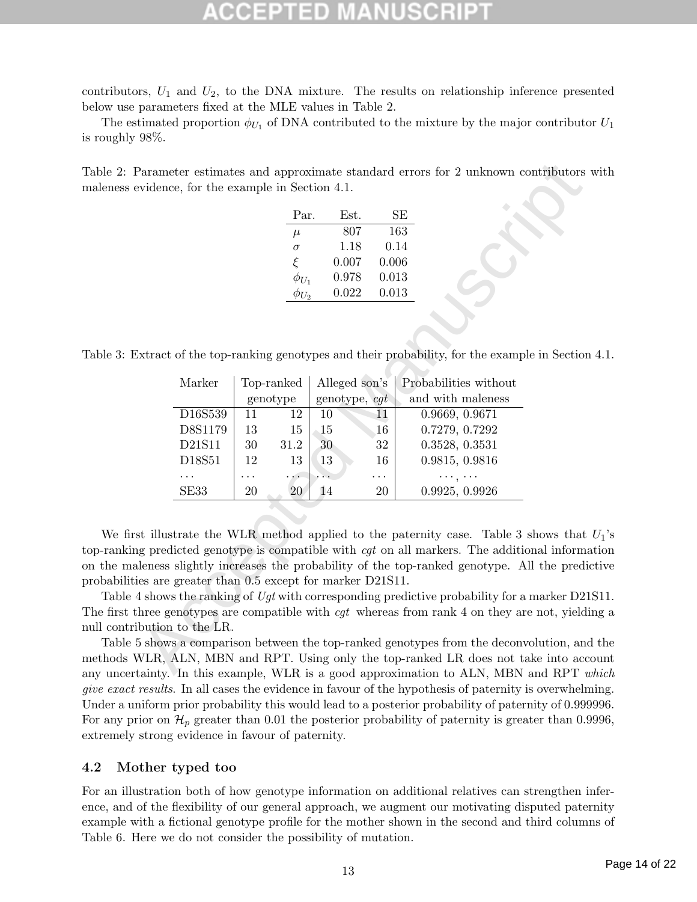contributors, $U_1$ and $U_2$, to the DNA mixture. The results on relationship inference presented below use parameters fixed at the MLE values in Table 2.

The estimated proportion $\phi_{U_1}$ of DNA contributed to the mixture by the major contributor $U_1$ is roughly 98%.

Table 2: Parameter estimates and approximate standard errors for 2 unknown contributors with maleness evidence, for the example in Section 4.1.

| Par. | Est. | SE |
|---|---|---|
| $\mu$ | 807 | 163 |
| $\sigma$ | 1.18 | 0.14 |
| $\xi$ | 0.007 | 0.006 |
| $\phi_{U_1}$ | 0.978 | 0.013 |
| $\phi_{U_2}$ | 0.022 | 0.013 |

Table 3: Extract of the top-ranking genotypes and their probability, for the example in Section 4.1.

| Marker | Top-ranked genotype | | Alleged son's genotype, *cgt* | | Probabilities without and with maleness |
|---|---|---|---|---|---|
| D16S539 | 11 | 12 | 10 | 11 | 0.9669, 0.9671 |
| D8S1179 | 13 | 15 | 15 | 16 | 0.7279, 0.7292 |
| D21S11 | 30 | 31.2 | 30 | 32 | 0.3528, 0.3531 |
| D18S51 | 12 | 13 | 13 | 16 | 0.9815, 0.9816 |
| ... | ... | ... | ... | ... | ..., ... |
| SE33 | 20 | 20 | 14 | 20 | 0.9925, 0.9926 |

We first illustrate the WLR method applied to the paternity case. Table 3 shows that $U_1$'s top-ranking predicted genotype is compatible with *cgt* on all markers. The additional information on the maleness slightly increases the probability of the top-ranked genotype. All the predictive probabilities are greater than 0.5 except for marker D21S11.

Table 4 shows the ranking of *Ugt* with corresponding predictive probability for a marker D21S11. The first three genotypes are compatible with *cgt* whereas from rank 4 on they are not, yielding a null contribution to the LR.

Table 5 shows a comparison between the top-ranked genotypes from the deconvolution, and the methods WLR, ALN, MBN and RPT. Using only the top-ranked LR does not take into account any uncertainty. In this example, WLR is a good approximation to ALN, MBN and RPT *which give exact results*. In all cases the evidence in favour of the hypothesis of paternity is overwhelming. Under a uniform prior probability this would lead to a posterior probability of paternity of 0.999996. For any prior on $\mathcal{H}_p$ greater than 0.01 the posterior probability of paternity is greater than 0.9996, extremely strong evidence in favour of paternity.

## 4.2 Mother typed too

For an illustration both of how genotype information on additional relatives can strengthen inference, and of the flexibility of our general approach, we augment our motivating disputed paternity example with a fictional genotype profile for the mother shown in the second and third columns of Table 6. Here we do not consider the possibility of mutation.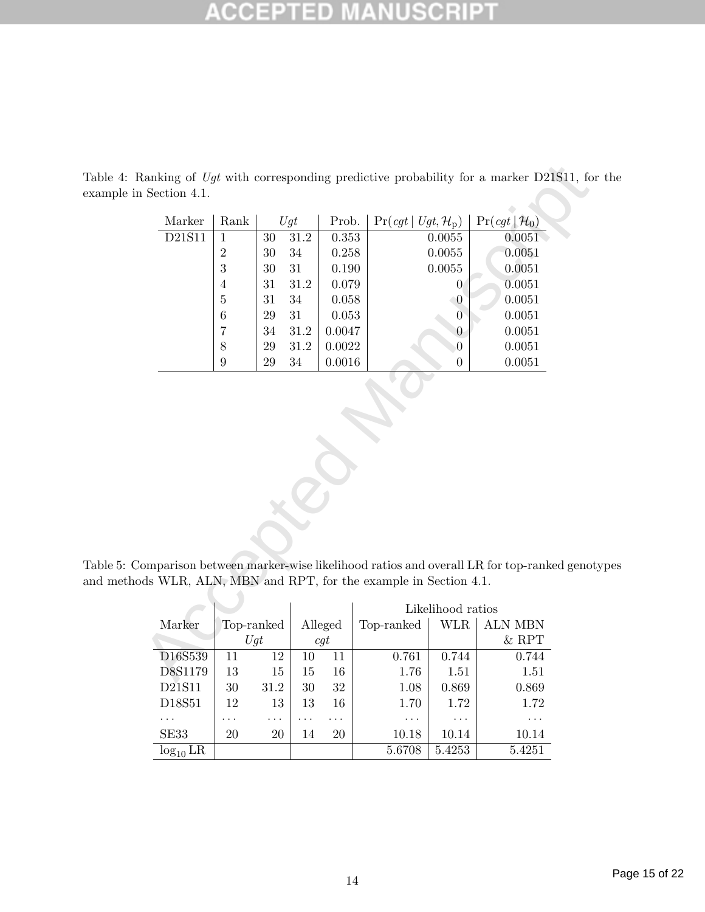Table 4: Ranking of $Ugt$ with corresponding predictive probability for a marker D21S11, for the example in Section 4.1.

| Marker | Rank | $Ugt$ | | Prob. | $\Pr(cgt \mid Ugt, \mathcal{H}_\mathrm{p})$ | $\Pr(cgt \mid \mathcal{H}_0)$ |
|---|---|---|---|---|---|---|
| D21S11 | 1 | 30 | 31.2 | 0.353 | 0.0055 | 0.0051 |
| | 2 | 30 | 34 | 0.258 | 0.0055 | 0.0051 |
| | 3 | 30 | 31 | 0.190 | 0.0055 | 0.0051 |
| | 4 | 31 | 31.2 | 0.079 | 0 | 0.0051 |
| | 5 | 31 | 34 | 0.058 | 0 | 0.0051 |
| | 6 | 29 | 31 | 0.053 | 0 | 0.0051 |
| | 7 | 34 | 31.2 | 0.0047 | 0 | 0.0051 |
| | 8 | 29 | 31.2 | 0.0022 | 0 | 0.0051 |
| | 9 | 29 | 34 | 0.0016 | 0 | 0.0051 |

Table 5: Comparison between marker-wise likelihood ratios and overall LR for top-ranked genotypes and methods WLR, ALN, MBN and RPT, for the example in Section 4.1.

| | | | | | Likelihood ratios | | |
|---|---|---|---|---|---|---|---|
| Marker | Top-ranked $Ugt$ | | Alleged $cgt$ | | Top-ranked | WLR | ALN MBN & RPT |
| D16S539 | 11 | 12 | 10 | 11 | 0.761 | 0.744 | 0.744 |
| D8S1179 | 13 | 15 | 15 | 16 | 1.76 | 1.51 | 1.51 |
| D21S11 | 30 | 31.2 | 30 | 32 | 1.08 | 0.869 | 0.869 |
| D18S51 | 12 | 13 | 13 | 16 | 1.70 | 1.72 | 1.72 |
| ... | ... | ... | ... | ... | ... | ... | ... |
| SE33 | 20 | 20 | 14 | 20 | 10.18 | 10.14 | 10.14 |
| $\log_{10}$ LR | | | | | 5.6708 | 5.4253 | 5.4251 |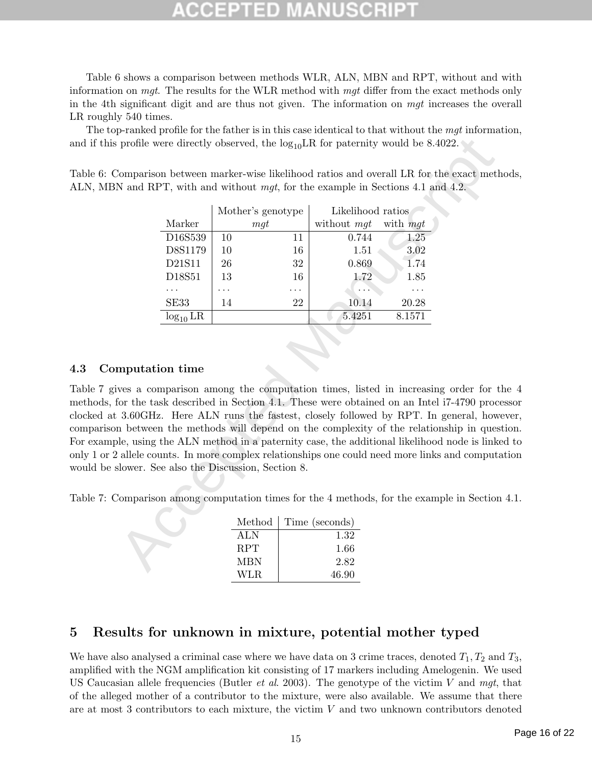Table 6 shows a comparison between methods WLR, ALN, MBN and RPT, without and with information on *mgt*. The results for the WLR method with *mgt* differ from the exact methods only in the 4th significant digit and are thus not given. The information on *mgt* increases the overall LR roughly 540 times.

The top-ranked profile for the father is in this case identical to that without the *mgt* information, and if this profile were directly observed, the $\log_{10}$LR for paternity would be 8.4022.

Table 6: Comparison between marker-wise likelihood ratios and overall LR for the exact methods, ALN, MBN and RPT, with and without *mgt*, for the example in Sections 4.1 and 4.2.

| Marker | Mother's genotype *mgt* | | Likelihood ratios without *mgt* | with *mgt* |
|---|---|---|---|---|
| D16S539 | 10 | 11 | 0.744 | 1.25 |
| D8S1179 | 10 | 16 | 1.51 | 3.02 |
| D21S11 | 26 | 32 | 0.869 | 1.74 |
| D18S51 | 13 | 16 | 1.72 | 1.85 |
| ... | ... | ... | ... | ... |
| SE33 | 14 | 22 | 10.14 | 20.28 |
| $\log_{10}$ LR | | | 5.4251 | 8.1571 |

### 4.3 Computation time

Table 7 gives a comparison among the computation times, listed in increasing order for the 4 methods, for the task described in Section 4.1. These were obtained on an Intel i7-4790 processor clocked at 3.60GHz. Here ALN runs the fastest, closely followed by RPT. In general, however, comparison between the methods will depend on the complexity of the relationship in question. For example, using the ALN method in a paternity case, the additional likelihood node is linked to only 1 or 2 allele counts. In more complex relationships one could need more links and computation would be slower. See also the Discussion, Section 8.

Table 7: Comparison among computation times for the 4 methods, for the example in Section 4.1.

| Method | Time (seconds) |
|---|---|
| ALN | 1.32 |
| RPT | 1.66 |
| MBN | 2.82 |
| WLR | 46.90 |

## 5 Results for unknown in mixture, potential mother typed

We have also analysed a criminal case where we have data on 3 crime traces, denoted $T_1, T_2$ and $T_3$, amplified with the NGM amplification kit consisting of 17 markers including Amelogenin. We used US Caucasian allele frequencies (Butler *et al*. 2003). The genotype of the victim $V$ and *mgt*, that of the alleged mother of a contributor to the mixture, were also available. We assume that there are at most 3 contributors to each mixture, the victim $V$ and two unknown contributors denoted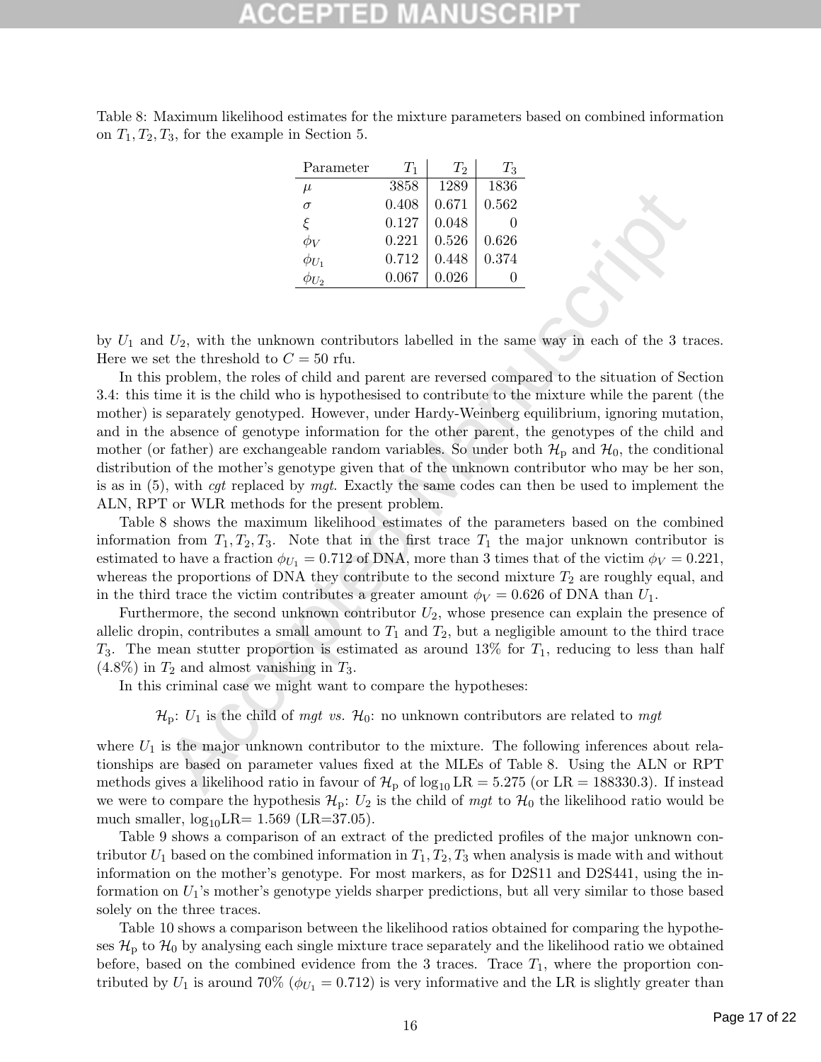Table 8: Maximum likelihood estimates for the mixture parameters based on combined information on $T_1, T_2, T_3$, for the example in Section 5.

| Parameter | $T_1$ | $T_2$ | $T_3$ |
|---|---|---|---|
| $\mu$ | 3858 | 1289 | 1836 |
| $\sigma$ | 0.408 | 0.671 | 0.562 |
| $\xi$ | 0.127 | 0.048 | 0 |
| $\phi_V$ | 0.221 | 0.526 | 0.626 |
| $\phi_{U_1}$ | 0.712 | 0.448 | 0.374 |
| $\phi_{U_2}$ | 0.067 | 0.026 | 0 |

by $U_1$ and $U_2$, with the unknown contributors labelled in the same way in each of the 3 traces. Here we set the threshold to $C = 50$ rfu.

In this problem, the roles of child and parent are reversed compared to the situation of Section 3.4: this time it is the child who is hypothesised to contribute to the mixture while the parent (the mother) is separately genotyped. However, under Hardy-Weinberg equilibrium, ignoring mutation, and in the absence of genotype information for the other parent, the genotypes of the child and mother (or father) are exchangeable random variables. So under both $\mathcal{H}_\text{p}$ and $\mathcal{H}_0$, the conditional distribution of the mother's genotype given that of the unknown contributor who may be her son, is as in (5), with *cgt* replaced by *mgt*. Exactly the same codes can then be used to implement the ALN, RPT or WLR methods for the present problem.

Table 8 shows the maximum likelihood estimates of the parameters based on the combined information from $T_1, T_2, T_3$. Note that in the first trace $T_1$ the major unknown contributor is estimated to have a fraction $\phi_{U_1} = 0.712$ of DNA, more than 3 times that of the victim $\phi_V = 0.221$, whereas the proportions of DNA they contribute to the second mixture $T_2$ are roughly equal, and in the third trace the victim contributes a greater amount $\phi_V = 0.626$ of DNA than $U_1$.

Furthermore, the second unknown contributor $U_2$, whose presence can explain the presence of allelic dropin, contributes a small amount to $T_1$ and $T_2$, but a negligible amount to the third trace $T_3$. The mean stutter proportion is estimated as around 13% for $T_1$, reducing to less than half (4.8%) in $T_2$ and almost vanishing in $T_3$.

In this criminal case we might want to compare the hypotheses:

$\mathcal{H}_\text{p}$: $U_1$ is the child of *mgt* *vs.* $\mathcal{H}_0$: no unknown contributors are related to *mgt*

where $U_1$ is the major unknown contributor to the mixture. The following inferences about relationships are based on parameter values fixed at the MLEs of Table 8. Using the ALN or RPT methods gives a likelihood ratio in favour of $\mathcal{H}_\text{p}$ of $\log_{10} \text{LR} = 5.275$ (or LR = 188330.3). If instead we were to compare the hypothesis $\mathcal{H}_\text{p}$: $U_2$ is the child of *mgt* to $\mathcal{H}_0$ the likelihood ratio would be much smaller, $\log_{10}$LR= 1.569 (LR=37.05).

Table 9 shows a comparison of an extract of the predicted profiles of the major unknown contributor $U_1$ based on the combined information in $T_1, T_2, T_3$ when analysis is made with and without information on the mother's genotype. For most markers, as for D2S11 and D2S441, using the information on $U_1$'s mother's genotype yields sharper predictions, but all very similar to those based solely on the three traces.

Table 10 shows a comparison between the likelihood ratios obtained for comparing the hypotheses $\mathcal{H}_\text{p}$ to $\mathcal{H}_0$ by analysing each single mixture trace separately and the likelihood ratio we obtained before, based on the combined evidence from the 3 traces. Trace $T_1$, where the proportion contributed by $U_1$ is around 70% ($\phi_{U_1} = 0.712$) is very informative and the LR is slightly greater than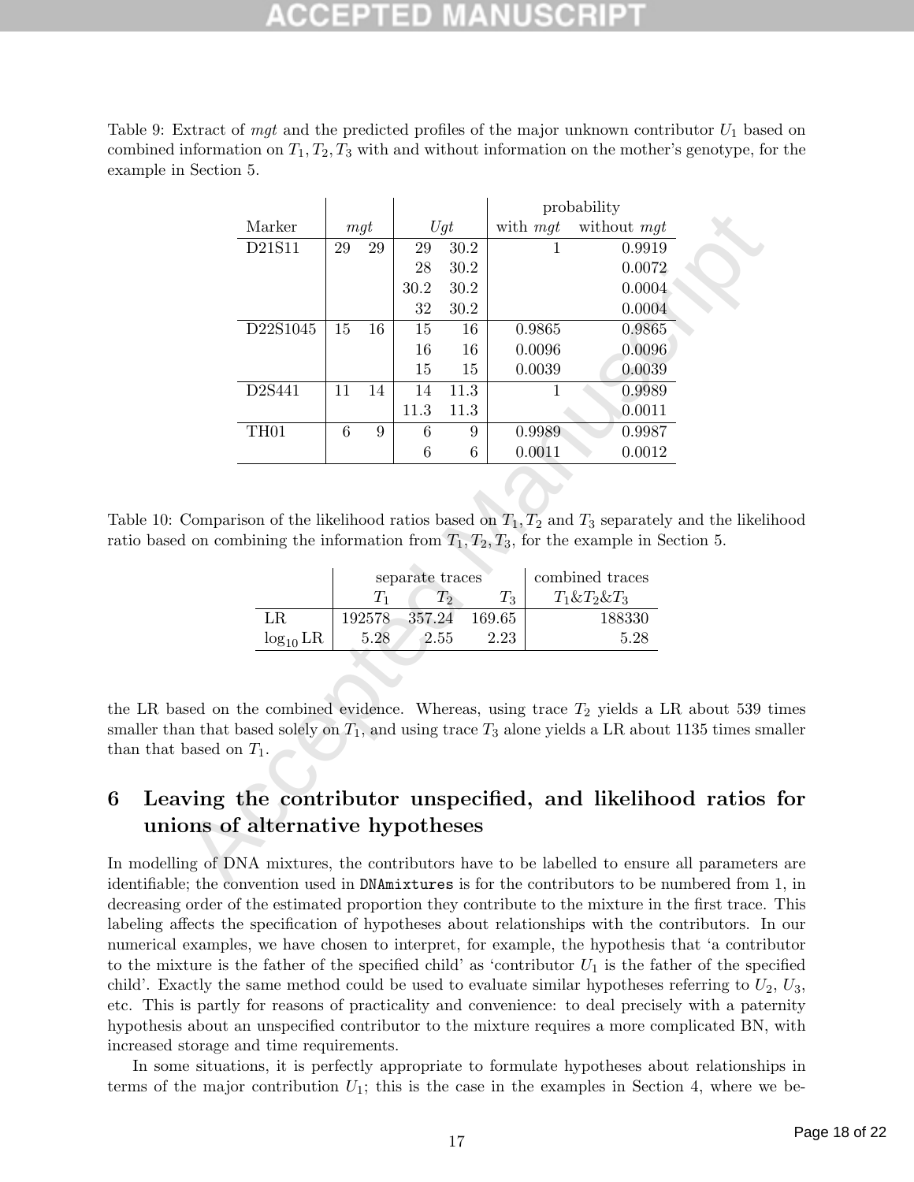Table 9: Extract of $mgt$ and the predicted profiles of the major unknown contributor $U_1$ based on combined information on $T_1, T_2, T_3$ with and without information on the mother's genotype, for the example in Section 5.

| Marker | $mgt$ | | $Ugt$ | | probability | |
|---|---|---|---|---|---|---|
| | | | | | with $mgt$ | without $mgt$ |
| D21S11 | 29 | 29 | 29 | 30.2 | 1 | 0.9919 |
| | | | 28 | 30.2 | | 0.0072 |
| | | | 30.2 | 30.2 | | 0.0004 |
| | | | 32 | 30.2 | | 0.0004 |
| D22S1045 | 15 | 16 | 15 | 16 | 0.9865 | 0.9865 |
| | | | 16 | 16 | 0.0096 | 0.0096 |
| | | | 15 | 15 | 0.0039 | 0.0039 |
| D2S441 | 11 | 14 | 14 | 11.3 | 1 | 0.9989 |
| | | | 11.3 | 11.3 | | 0.0011 |
| TH01 | 6 | 9 | 6 | 9 | 0.9989 | 0.9987 |
| | | | 6 | 6 | 0.0011 | 0.0012 |

Table 10: Comparison of the likelihood ratios based on $T_1, T_2$ and $T_3$ separately and the likelihood ratio based on combining the information from $T_1, T_2, T_3$, for the example in Section 5.

| | separate traces | | | combined traces |
|---|---|---|---|---|
| | $T_1$ | $T_2$ | $T_3$ | $T_1\&T_2\&T_3$ |
| LR | 192578 | 357.24 | 169.65 | 188330 |
| $\log_{10}$ LR | 5.28 | 2.55 | 2.23 | 5.28 |

the LR based on the combined evidence. Whereas, using trace $T_2$ yields a LR about 539 times smaller than that based solely on $T_1$, and using trace $T_3$ alone yields a LR about 1135 times smaller than that based on $T_1$.

# 6 Leaving the contributor unspecified, and likelihood ratios for unions of alternative hypotheses

In modelling of DNA mixtures, the contributors have to be labelled to ensure all parameters are identifiable; the convention used in `DNAmixtures` is for the contributors to be numbered from 1, in decreasing order of the estimated proportion they contribute to the mixture in the first trace. This labeling affects the specification of hypotheses about relationships with the contributors. In our numerical examples, we have chosen to interpret, for example, the hypothesis that 'a contributor to the mixture is the father of the specified child' as 'contributor $U_1$ is the father of the specified child'. Exactly the same method could be used to evaluate similar hypotheses referring to $U_2$, $U_3$, etc. This is partly for reasons of practicality and convenience: to deal precisely with a paternity hypothesis about an unspecified contributor to the mixture requires a more complicated BN, with increased storage and time requirements.

In some situations, it is perfectly appropriate to formulate hypotheses about relationships in terms of the major contribution $U_1$; this is the case in the examples in Section 4, where we be-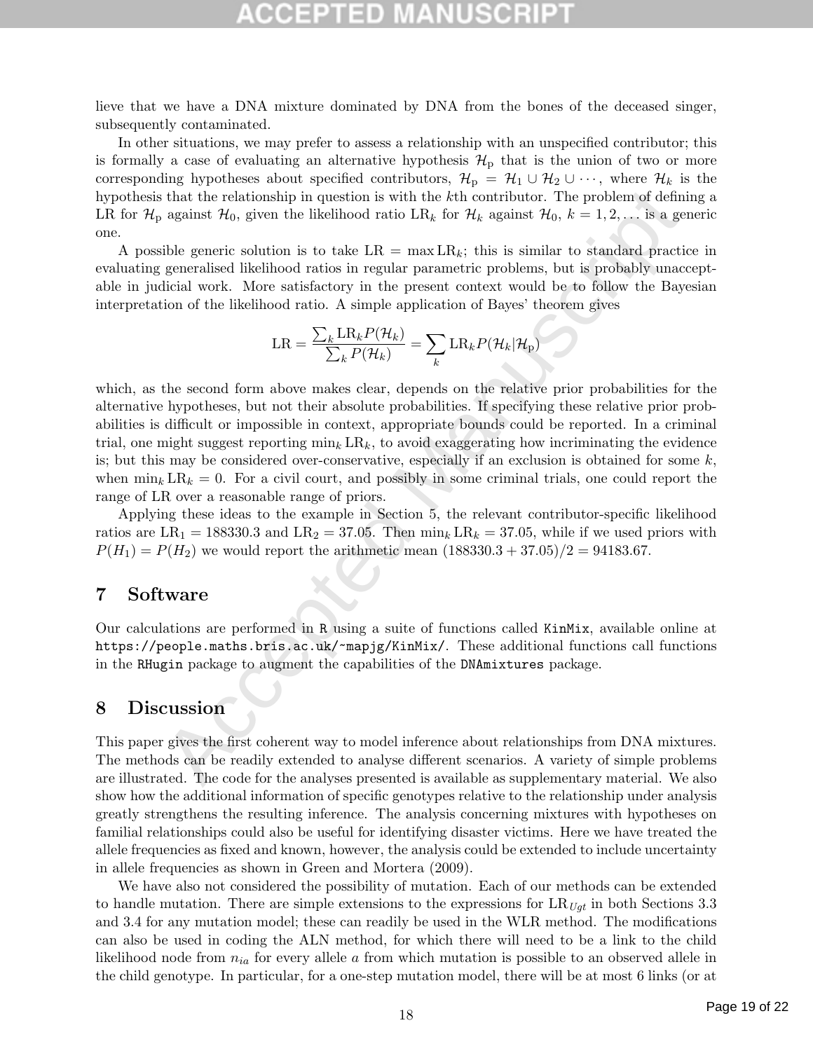lieve that we have a DNA mixture dominated by DNA from the bones of the deceased singer, subsequently contaminated.

In other situations, we may prefer to assess a relationship with an unspecified contributor; this is formally a case of evaluating an alternative hypothesis $\mathcal{H}_{\text{p}}$ that is the union of two or more corresponding hypotheses about specified contributors, $\mathcal{H}_{\text{p}} = \mathcal{H}_1 \cup \mathcal{H}_2 \cup \cdots$, where $\mathcal{H}_k$ is the hypothesis that the relationship in question is with the $k$th contributor. The problem of defining a LR for $\mathcal{H}_{\text{p}}$ against $\mathcal{H}_0$, given the likelihood ratio $\text{LR}_k$ for $\mathcal{H}_k$ against $\mathcal{H}_0$, $k = 1, 2, \ldots$ is a generic one.

A possible generic solution is to take $\text{LR} = \max \text{LR}_k$; this is similar to standard practice in evaluating generalised likelihood ratios in regular parametric problems, but is probably unacceptable in judicial work. More satisfactory in the present context would be to follow the Bayesian interpretation of the likelihood ratio. A simple application of Bayes' theorem gives

$$\text{LR} = \frac{\sum_k \text{LR}_k P(\mathcal{H}_k)}{\sum_k P(\mathcal{H}_k)} = \sum_k \text{LR}_k P(\mathcal{H}_k | \mathcal{H}_{\text{p}})$$

which, as the second form above makes clear, depends on the relative prior probabilities for the alternative hypotheses, but not their absolute probabilities. If specifying these relative prior probabilities is difficult or impossible in context, appropriate bounds could be reported. In a criminal trial, one might suggest reporting $\min_k \text{LR}_k$, to avoid exaggerating how incriminating the evidence is; but this may be considered over-conservative, especially if an exclusion is obtained for some $k$, when $\min_k \text{LR}_k = 0$. For a civil court, and possibly in some criminal trials, one could report the range of LR over a reasonable range of priors.

Applying these ideas to the example in Section 5, the relevant contributor-specific likelihood ratios are $\text{LR}_1 = 188330.3$ and $\text{LR}_2 = 37.05$. Then $\min_k \text{LR}_k = 37.05$, while if we used priors with $P(H_1) = P(H_2)$ we would report the arithmetic mean $(188330.3 + 37.05)/2 = 94183.67$.

## 7 Software

Our calculations are performed in `R` using a suite of functions called `KinMix`, available online at `https://people.maths.bris.ac.uk/~mapjg/KinMix/`. These additional functions call functions in the `RHugin` package to augment the capabilities of the `DNAmixtures` package.

## 8 Discussion

This paper gives the first coherent way to model inference about relationships from DNA mixtures. The methods can be readily extended to analyse different scenarios. A variety of simple problems are illustrated. The code for the analyses presented is available as supplementary material. We also show how the additional information of specific genotypes relative to the relationship under analysis greatly strengthens the resulting inference. The analysis concerning mixtures with hypotheses on familial relationships could also be useful for identifying disaster victims. Here we have treated the allele frequencies as fixed and known, however, the analysis could be extended to include uncertainty in allele frequencies as shown in Green and Mortera (2009).

We have also not considered the possibility of mutation. Each of our methods can be extended to handle mutation. There are simple extensions to the expressions for $\text{LR}_{Ugt}$ in both Sections 3.3 and 3.4 for any mutation model; these can readily be used in the WLR method. The modifications can also be used in coding the ALN method, for which there will need to be a link to the child likelihood node from $n_{ia}$ for every allele $a$ from which mutation is possible to an observed allele in the child genotype. In particular, for a one-step mutation model, there will be at most 6 links (or at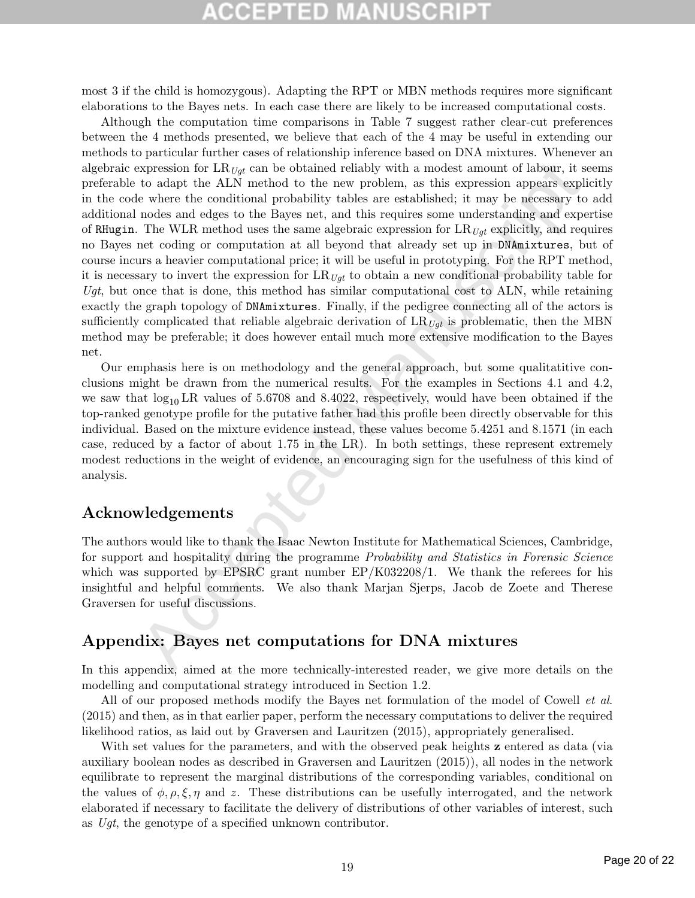most 3 if the child is homozygous). Adapting the RPT or MBN methods requires more significant elaborations to the Bayes nets. In each case there are likely to be increased computational costs.

Although the computation time comparisons in Table 7 suggest rather clear-cut preferences between the 4 methods presented, we believe that each of the 4 may be useful in extending our methods to particular further cases of relationship inference based on DNA mixtures. Whenever an algebraic expression for $\mathrm{LR}_{Ugt}$ can be obtained reliably with a modest amount of labour, it seems preferable to adapt the ALN method to the new problem, as this expression appears explicitly in the code where the conditional probability tables are established; it may be necessary to add additional nodes and edges to the Bayes net, and this requires some understanding and expertise of `RHugin`. The WLR method uses the same algebraic expression for $\mathrm{LR}_{Ugt}$ explicitly, and requires no Bayes net coding or computation at all beyond that already set up in `DNAmixtures`, but of course incurs a heavier computational price; it will be useful in prototyping. For the RPT method, it is necessary to invert the expression for $\mathrm{LR}_{Ugt}$ to obtain a new conditional probability table for *Ugt*, but once that is done, this method has similar computational cost to ALN, while retaining exactly the graph topology of `DNAmixtures`. Finally, if the pedigree connecting all of the actors is sufficiently complicated that reliable algebraic derivation of $\mathrm{LR}_{Ugt}$ is problematic, then the MBN method may be preferable; it does however entail much more extensive modification to the Bayes net.

Our emphasis here is on methodology and the general approach, but some qualitatitive conclusions might be drawn from the numerical results. For the examples in Sections 4.1 and 4.2, we saw that $\log_{10}\mathrm{LR}$ values of 5.6708 and 8.4022, respectively, would have been obtained if the top-ranked genotype profile for the putative father had this profile been directly observable for this individual. Based on the mixture evidence instead, these values become 5.4251 and 8.1571 (in each case, reduced by a factor of about 1.75 in the LR). In both settings, these represent extremely modest reductions in the weight of evidence, an encouraging sign for the usefulness of this kind of analysis.

## Acknowledgements

The authors would like to thank the Isaac Newton Institute for Mathematical Sciences, Cambridge, for support and hospitality during the programme *Probability and Statistics in Forensic Science* which was supported by EPSRC grant number EP/K032208/1. We thank the referees for his insightful and helpful comments. We also thank Marjan Sjerps, Jacob de Zoete and Therese Graversen for useful discussions.

## Appendix: Bayes net computations for DNA mixtures

In this appendix, aimed at the more technically-interested reader, we give more details on the modelling and computational strategy introduced in Section 1.2.

All of our proposed methods modify the Bayes net formulation of the model of Cowell *et al.* (2015) and then, as in that earlier paper, perform the necessary computations to deliver the required likelihood ratios, as laid out by Graversen and Lauritzen (2015), appropriately generalised.

With set values for the parameters, and with the observed peak heights $\mathbf{z}$ entered as data (via auxiliary boolean nodes as described in Graversen and Lauritzen (2015)), all nodes in the network equilibrate to represent the marginal distributions of the corresponding variables, conditional on the values of $\phi, \rho, \xi, \eta$ and $z$. These distributions can be usefully interrogated, and the network elaborated if necessary to facilitate the delivery of distributions of other variables of interest, such as *Ugt*, the genotype of a specified unknown contributor.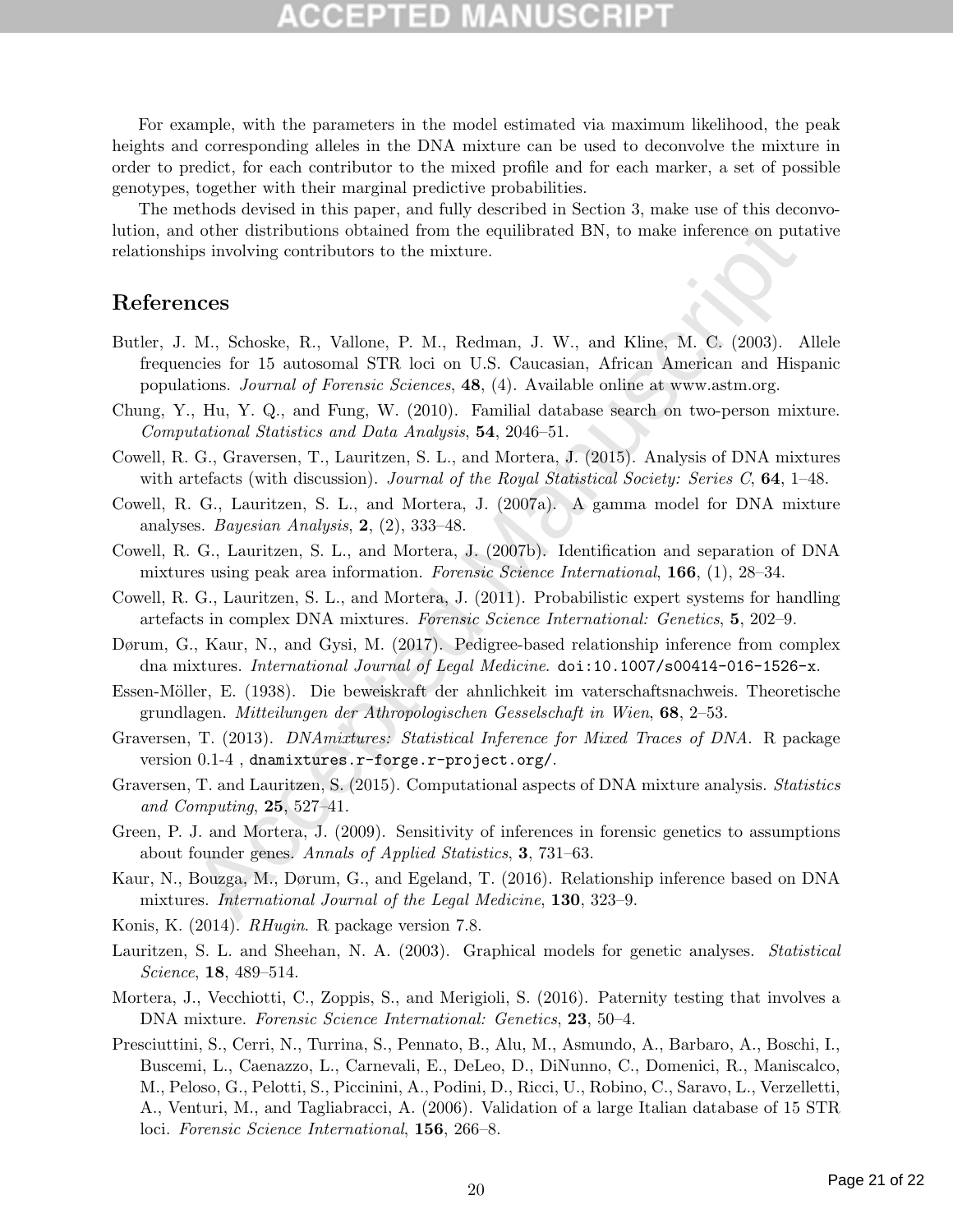For example, with the parameters in the model estimated via maximum likelihood, the peak heights and corresponding alleles in the DNA mixture can be used to deconvolve the mixture in order to predict, for each contributor to the mixed profile and for each marker, a set of possible genotypes, together with their marginal predictive probabilities.

The methods devised in this paper, and fully described in Section 3, make use of this deconvolution, and other distributions obtained from the equilibrated BN, to make inference on putative relationships involving contributors to the mixture.

## References

Butler, J. M., Schoske, R., Vallone, P. M., Redman, J. W., and Kline, M. C. (2003). Allele frequencies for 15 autosomal STR loci on U.S. Caucasian, African American and Hispanic populations. *Journal of Forensic Sciences*, **48**, (4). Available online at www.astm.org.

Chung, Y., Hu, Y. Q., and Fung, W. (2010). Familial database search on two-person mixture. *Computational Statistics and Data Analysis*, **54**, 2046–51.

Cowell, R. G., Graversen, T., Lauritzen, S. L., and Mortera, J. (2015). Analysis of DNA mixtures with artefacts (with discussion). *Journal of the Royal Statistical Society: Series C*, **64**, 1–48.

Cowell, R. G., Lauritzen, S. L., and Mortera, J. (2007a). A gamma model for DNA mixture analyses. *Bayesian Analysis*, **2**, (2), 333–48.

Cowell, R. G., Lauritzen, S. L., and Mortera, J. (2007b). Identification and separation of DNA mixtures using peak area information. *Forensic Science International*, **166**, (1), 28–34.

Cowell, R. G., Lauritzen, S. L., and Mortera, J. (2011). Probabilistic expert systems for handling artefacts in complex DNA mixtures. *Forensic Science International: Genetics*, **5**, 202–9.

Dørum, G., Kaur, N., and Gysi, M. (2017). Pedigree-based relationship inference from complex dna mixtures. *International Journal of Legal Medicine*. `doi:10.1007/s00414-016-1526-x`.

Essen-Möller, E. (1938). Die beweiskraft der ahnlichkeit im vaterschaftsnachweis. Theoretische grundlagen. *Mitteilungen der Athropologischen Gesselschaft in Wien*, **68**, 2–53.

Graversen, T. (2013). *DNAmixtures: Statistical Inference for Mixed Traces of DNA*. R package version 0.1-4 , `dnamixtures.r-forge.r-project.org/`.

Graversen, T. and Lauritzen, S. (2015). Computational aspects of DNA mixture analysis. *Statistics and Computing*, **25**, 527–41.

Green, P. J. and Mortera, J. (2009). Sensitivity of inferences in forensic genetics to assumptions about founder genes. *Annals of Applied Statistics*, **3**, 731–63.

Kaur, N., Bouzga, M., Dørum, G., and Egeland, T. (2016). Relationship inference based on DNA mixtures. *International Journal of the Legal Medicine*, **130**, 323–9.

Konis, K. (2014). *RHugin*. R package version 7.8.

Lauritzen, S. L. and Sheehan, N. A. (2003). Graphical models for genetic analyses. *Statistical Science*, **18**, 489–514.

Mortera, J., Vecchiotti, C., Zoppis, S., and Merigioli, S. (2016). Paternity testing that involves a DNA mixture. *Forensic Science International: Genetics*, **23**, 50–4.

Presciuttini, S., Cerri, N., Turrina, S., Pennato, B., Alu, M., Asmundo, A., Barbaro, A., Boschi, I., Buscemi, L., Caenazzo, L., Carnevali, E., DeLeo, D., DiNunno, C., Domenici, R., Maniscalco, M., Peloso, G., Pelotti, S., Piccinini, A., Podini, D., Ricci, U., Robino, C., Saravo, L., Verzelletti, A., Venturi, M., and Tagliabracci, A. (2006). Validation of a large Italian database of 15 STR loci. *Forensic Science International*, **156**, 266–8.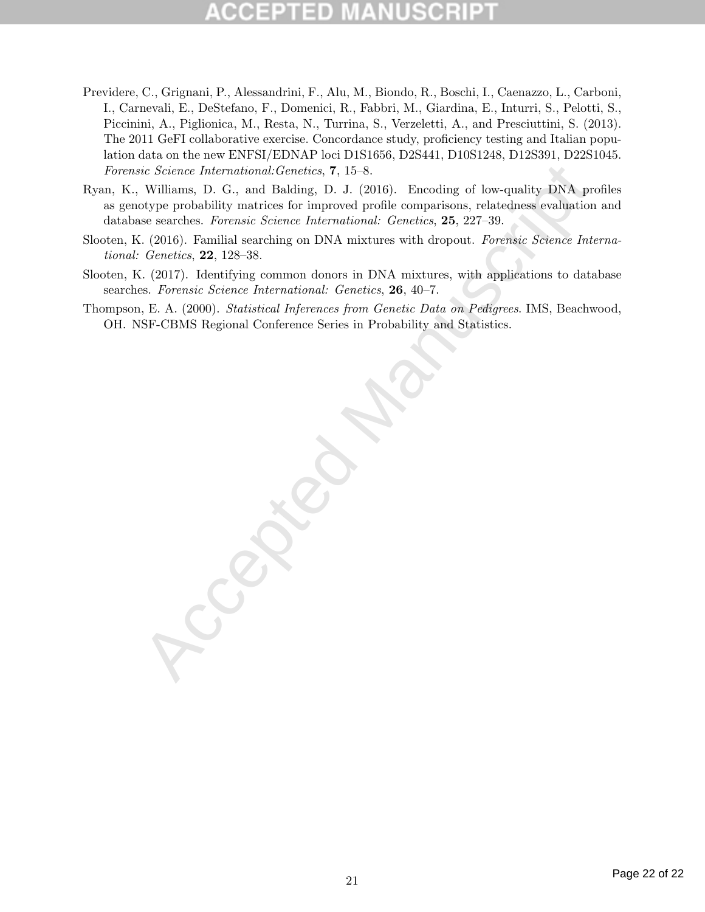Previdere, C., Grignani, P., Alessandrini, F., Alu, M., Biondo, R., Boschi, I., Caenazzo, L., Carboni, I., Carnevali, E., DeStefano, F., Domenici, R., Fabbri, M., Giardina, E., Inturri, S., Pelotti, S., Piccinini, A., Piglionica, M., Resta, N., Turrina, S., Verzeletti, A., and Presciuttini, S. (2013). The 2011 GeFI collaborative exercise. Concordance study, proficiency testing and Italian population data on the new ENFSI/EDNAP loci D1S1656, D2S441, D10S1248, D12S391, D22S1045. *Forensic Science International:Genetics*, **7**, 15–8.

Ryan, K., Williams, D. G., and Balding, D. J. (2016). Encoding of low-quality DNA profiles as genotype probability matrices for improved profile comparisons, relatedness evaluation and database searches. *Forensic Science International: Genetics*, **25**, 227–39.

Slooten, K. (2016). Familial searching on DNA mixtures with dropout. *Forensic Science International: Genetics*, **22**, 128–38.

Slooten, K. (2017). Identifying common donors in DNA mixtures, with applications to database searches. *Forensic Science International: Genetics*, **26**, 40–7.

Thompson, E. A. (2000). *Statistical Inferences from Genetic Data on Pedigrees*. IMS, Beachwood, OH. NSF-CBMS Regional Conference Series in Probability and Statistics.